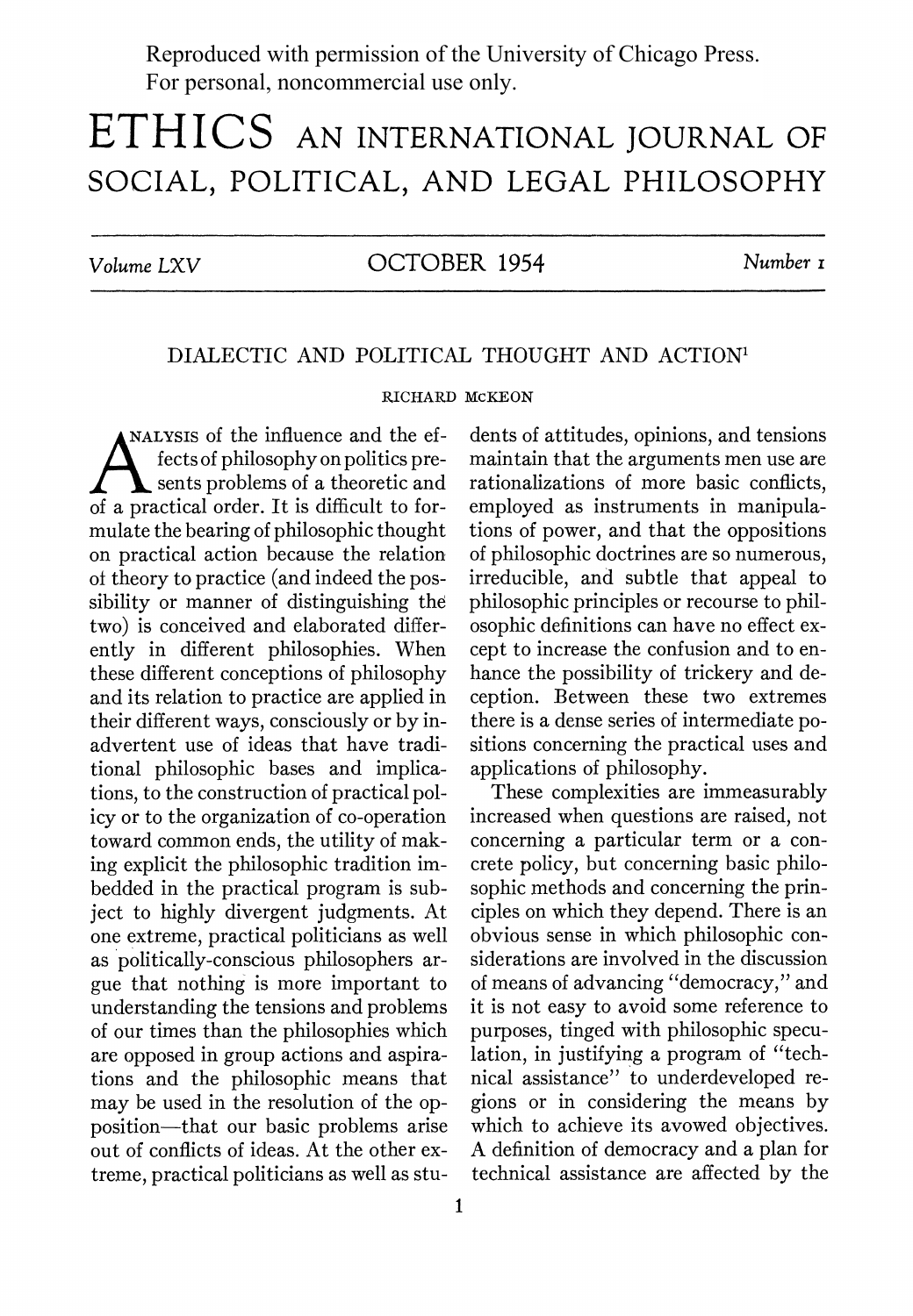Reproduced with permission of the University of Chicago Press.
For personal, noncommercial use only.

# ETHICS AN INTERNATIONAL JOURNAL OF SOCIAL, POLITICAL, AND LEGAL PHILOSOPHY

*Volume LXV* OCTOBER 1954 *Number 1*

## DIALECTIC AND POLITICAL THOUGHT AND ACTION[1]

RICHARD McKEON

ANALYSIS of the influence and the effects of philosophy on politics presents problems of a theoretic and of a practical order. It is difficult to formulate the bearing of philosophic thought on practical action because the relation of theory to practice (and indeed the possibility or manner of distinguishing the two) is conceived and elaborated differently in different philosophies. When these different conceptions of philosophy and its relation to practice are applied in their different ways, consciously or by inadvertent use of ideas that have traditional philosophic bases and implications, to the construction of practical policy or to the organization of co-operation toward common ends, the utility of making explicit the philosophic tradition imbedded in the practical program is subject to highly divergent judgments. At one extreme, practical politicians as well as politically-conscious philosophers argue that nothing is more important to understanding the tensions and problems of our times than the philosophies which are opposed in group actions and aspirations and the philosophic means that may be used in the resolution of the opposition—that our basic problems arise out of conflicts of ideas. At the other extreme, practical politicians as well as students of attitudes, opinions, and tensions maintain that the arguments men use are rationalizations of more basic conflicts, employed as instruments in manipulations of power, and that the oppositions of philosophic doctrines are so numerous, irreducible, and subtle that appeal to philosophic principles or recourse to philosophic definitions can have no effect except to increase the confusion and to enhance the possibility of trickery and deception. Between these two extremes there is a dense series of intermediate positions concerning the practical uses and applications of philosophy.

These complexities are immeasurably increased when questions are raised, not concerning a particular term or a concrete policy, but concerning basic philosophic methods and concerning the principles on which they depend. There is an obvious sense in which philosophic considerations are involved in the discussion of means of advancing "democracy," and it is not easy to avoid some reference to purposes, tinged with philosophic speculation, in justifying a program of "technical assistance" to underdeveloped regions or in considering the means by which to achieve its avowed objectives. A definition of democracy and a plan for technical assistance are affected by the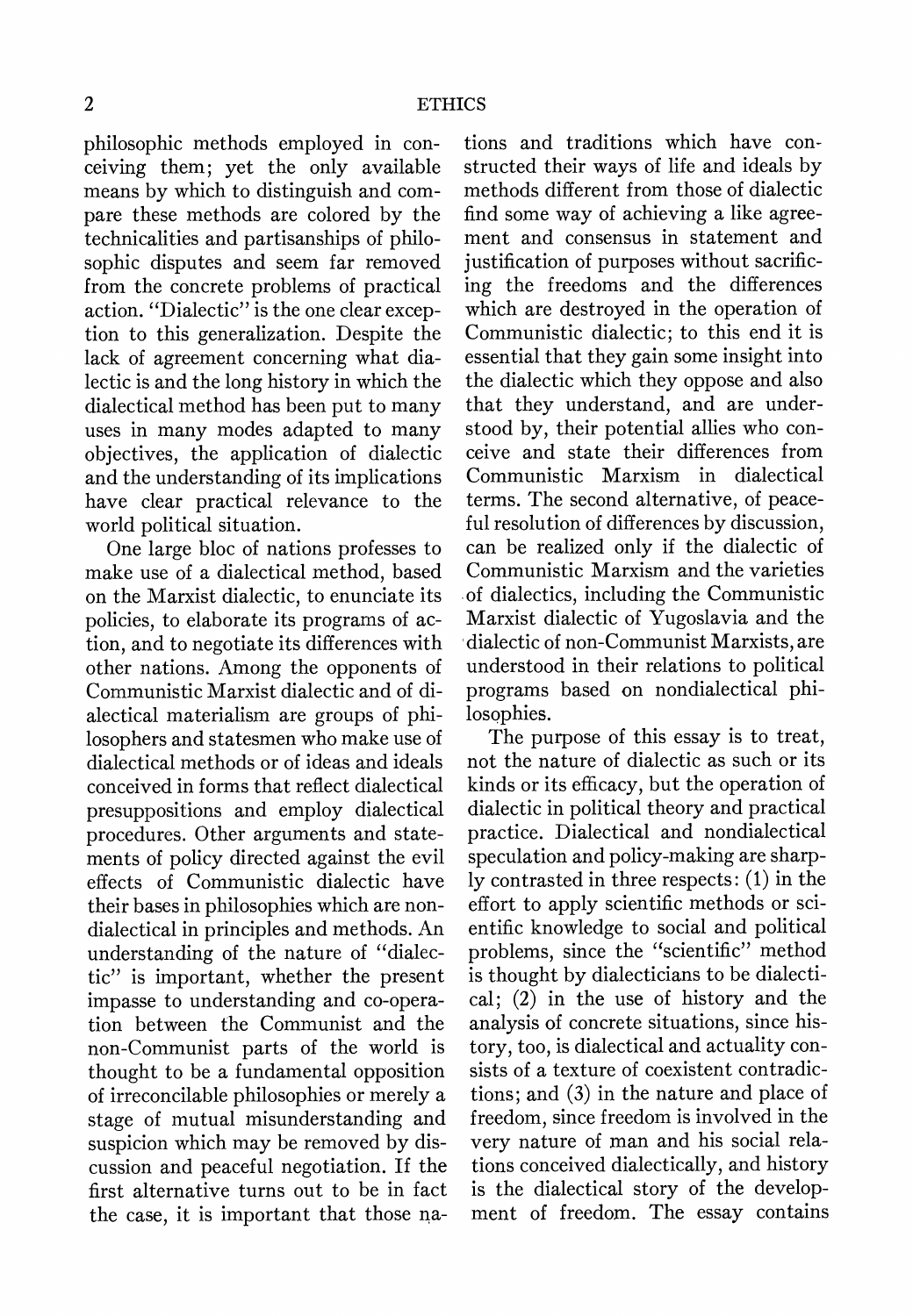philosophic methods employed in conceiving them; yet the only available means by which to distinguish and compare these methods are colored by the technicalities and partisanships of philosophic disputes and seem far removed from the concrete problems of practical action. "Dialectic" is the one clear exception to this generalization. Despite the lack of agreement concerning what dialectic is and the long history in which the dialectical method has been put to many uses in many modes adapted to many objectives, the application of dialectic and the understanding of its implications have clear practical relevance to the world political situation.

One large bloc of nations professes to make use of a dialectical method, based on the Marxist dialectic, to enunciate its policies, to elaborate its programs of action, and to negotiate its differences with other nations. Among the opponents of Communistic Marxist dialectic and of dialectical materialism are groups of philosophers and statesmen who make use of dialectical methods or of ideas and ideals conceived in forms that reflect dialectical presuppositions and employ dialectical procedures. Other arguments and statements of policy directed against the evil effects of Communistic dialectic have their bases in philosophies which are nondialectical in principles and methods. An understanding of the nature of "dialectic" is important, whether the present impasse to understanding and co-operation between the Communist and the non-Communist parts of the world is thought to be a fundamental opposition of irreconcilable philosophies or merely a stage of mutual misunderstanding and suspicion which may be removed by discussion and peaceful negotiation. If the first alternative turns out to be in fact the case, it is important that those nations and traditions which have constructed their ways of life and ideals by methods different from those of dialectic find some way of achieving a like agreement and consensus in statement and justification of purposes without sacrificing the freedoms and the differences which are destroyed in the operation of Communistic dialectic; to this end it is essential that they gain some insight into the dialectic which they oppose and also that they understand, and are understood by, their potential allies who conceive and state their differences from Communistic Marxism in dialectical terms. The second alternative, of peaceful resolution of differences by discussion, can be realized only if the dialectic of Communistic Marxism and the varieties of dialectics, including the Communistic Marxist dialectic of Yugoslavia and the dialectic of non-Communist Marxists, are understood in their relations to political programs based on nondialectical philosophies.

The purpose of this essay is to treat, not the nature of dialectic as such or its kinds or its efficacy, but the operation of dialectic in political theory and practical practice. Dialectical and nondialectical speculation and policy-making are sharply contrasted in three respects: (1) in the effort to apply scientific methods or scientific knowledge to social and political problems, since the "scientific" method is thought by dialecticians to be dialectical; (2) in the use of history and the analysis of concrete situations, since history, too, is dialectical and actuality consists of a texture of coexistent contradictions; and (3) in the nature and place of freedom, since freedom is involved in the very nature of man and his social relations conceived dialectically, and history is the dialectical story of the development of freedom. The essay contains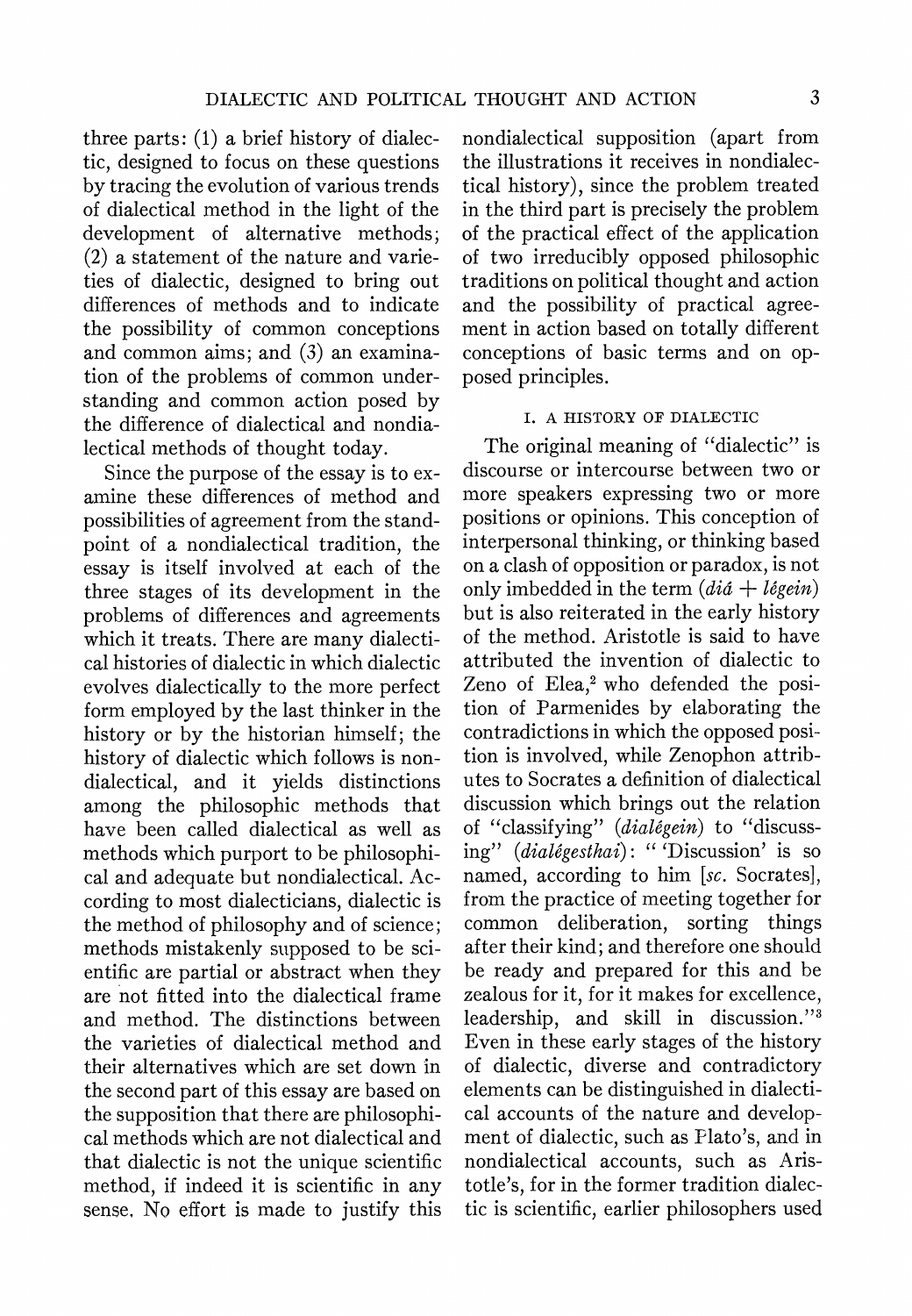three parts: (1) a brief history of dialectic, designed to focus on these questions by tracing the evolution of various trends of dialectical method in the light of the development of alternative methods; (2) a statement of the nature and varieties of dialectic, designed to bring out differences of methods and to indicate the possibility of common conceptions and common aims; and (3) an examination of the problems of common understanding and common action posed by the difference of dialectical and nondialectical methods of thought today.

Since the purpose of the essay is to examine these differences of method and possibilities of agreement from the standpoint of a nondialectical tradition, the essay is itself involved at each of the three stages of its development in the problems of differences and agreements which it treats. There are many dialectical histories of dialectic in which dialectic evolves dialectically to the more perfect form employed by the last thinker in the history or by the historian himself; the history of dialectic which follows is nondialectical, and it yields distinctions among the philosophic methods that have been called dialectical as well as methods which purport to be philosophical and adequate but nondialectical. According to most dialecticians, dialectic is the method of philosophy and of science; methods mistakenly supposed to be scientific are partial or abstract when they are not fitted into the dialectical frame and method. The distinctions between the varieties of dialectical method and their alternatives which are set down in the second part of this essay are based on the supposition that there are philosophical methods which are not dialectical and that dialectic is not the unique scientific method, if indeed it is scientific in any sense. No effort is made to justify this nondialectical supposition (apart from the illustrations it receives in nondialectical history), since the problem treated in the third part is precisely the problem of the practical effect of the application of two irreducibly opposed philosophic traditions on political thought and action and the possibility of practical agreement in action based on totally different conceptions of basic terms and on opposed principles.

## I. A HISTORY OF DIALECTIC

The original meaning of "dialectic" is discourse or intercourse between two or more speakers expressing two or more positions or opinions. This conception of interpersonal thinking, or thinking based on a clash of opposition or paradox, is not only imbedded in the term (*diá* + *légein*) but is also reiterated in the early history of the method. Aristotle is said to have attributed the invention of dialectic to Zeno of Elea,[2] who defended the position of Parmenides by elaborating the contradictions in which the opposed position is involved, while Zenophon attributes to Socrates a definition of dialectical discussion which brings out the relation of "classifying" (*dialégein*) to "discussing" (*dialégesthai*): " 'Discussion' is so named, according to him [*sc.* Socrates], from the practice of meeting together for common deliberation, sorting things after their kind; and therefore one should be ready and prepared for this and be zealous for it, for it makes for excellence, leadership, and skill in discussion."[3] Even in these early stages of the history of dialectic, diverse and contradictory elements can be distinguished in dialectical accounts of the nature and development of dialectic, such as Plato's, and in nondialectical accounts, such as Aristotle's, for in the former tradition dialectic is scientific, earlier philosophers used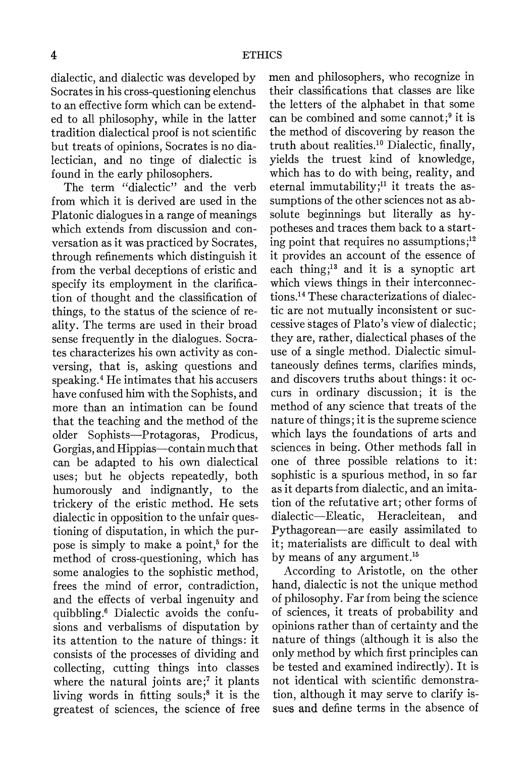dialectic, and dialectic was developed by Socrates in his cross-questioning elenchus to an effective form which can be extended to all philosophy, while in the latter tradition dialectical proof is not scientific but treats of opinions, Socrates is no dialectician, and no tinge of dialectic is found in the early philosophers.

The term "dialectic" and the verb from which it is derived are used in the Platonic dialogues in a range of meanings which extends from discussion and conversation as it was practiced by Socrates, through refinements which distinguish it from the verbal deceptions of eristic and specify its employment in the clarification of thought and the classification of things, to the status of the science of reality. The terms are used in their broad sense frequently in the dialogues. Socrates characterizes his own activity as conversing, that is, asking questions and speaking.[4] He intimates that his accusers have confused him with the Sophists, and more than an intimation can be found that the teaching and the method of the older Sophists—Protagoras, Prodicus, Gorgias, and Hippias—contain much that can be adapted to his own dialectical uses; but he objects repeatedly, both humorously and indignantly, to the trickery of the eristic method. He sets dialectic in opposition to the unfair questioning of disputation, in which the purpose is simply to make a point,[5] for the method of cross-questioning, which has some analogies to the sophistic method, frees the mind of error, contradiction, and the effects of verbal ingenuity and quibbling.[6] Dialectic avoids the confusions and verbalisms of disputation by its attention to the nature of things: it consists of the processes of dividing and collecting, cutting things into classes where the natural joints are;[7] it plants living words in fitting souls;[8] it is the greatest of sciences, the science of free men and philosophers, who recognize in their classifications that classes are like the letters of the alphabet in that some can be combined and some cannot;[9] it is the method of discovering by reason the truth about realities.[10] Dialectic, finally, yields the truest kind of knowledge, which has to do with being, reality, and eternal immutability;[11] it treats the assumptions of the other sciences not as absolute beginnings but literally as hypotheses and traces them back to a starting point that requires no assumptions;[12] it provides an account of the essence of each thing;[13] and it is a synoptic art which views things in their interconnections.[14] These characterizations of dialectic are not mutually inconsistent or successive stages of Plato's view of dialectic; they are, rather, dialectical phases of the use of a single method. Dialectic simultaneously defines terms, clarifies minds, and discovers truths about things: it occurs in ordinary discussion; it is the method of any science that treats of the nature of things; it is the supreme science which lays the foundations of arts and sciences in being. Other methods fall in one of three possible relations to it: sophistic is a spurious method, in so far as it departs from dialectic, and an imitation of the refutative art; other forms of dialectic—Eleatic, Heracleitean, and Pythagorean—are easily assimilated to it; materialists are difficult to deal with by means of any argument.[15]

According to Aristotle, on the other hand, dialectic is not the unique method of philosophy. Far from being the science of sciences, it treats of probability and opinions rather than of certainty and the nature of things (although it is also the only method by which first principles can be tested and examined indirectly). It is not identical with scientific demonstration, although it may serve to clarify issues and define terms in the absence of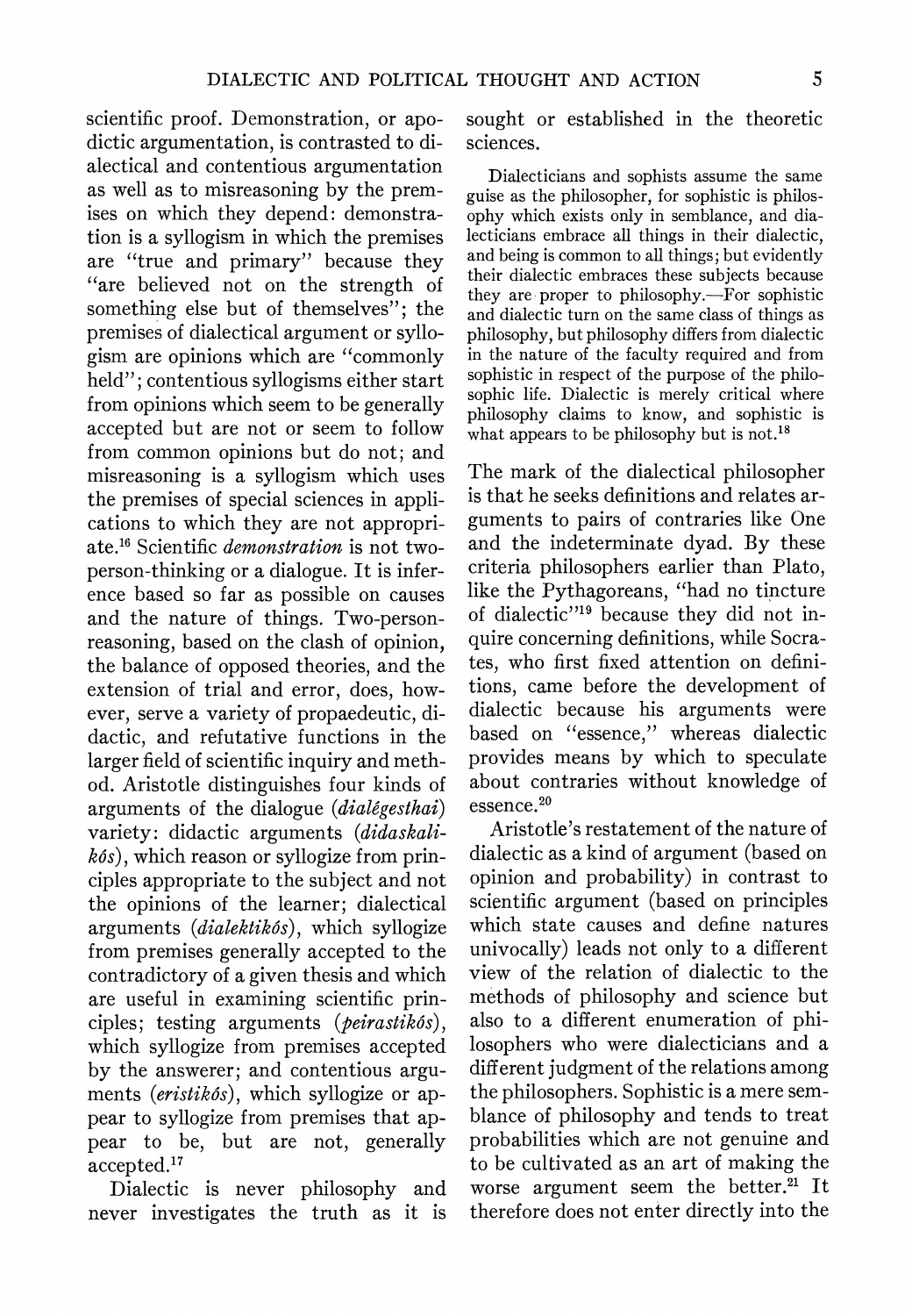scientific proof. Demonstration, or apodictic argumentation, is contrasted to dialectical and contentious argumentation as well as to misreasoning by the premises on which they depend: demonstration is a syllogism in which the premises are "true and primary" because they "are believed not on the strength of something else but of themselves"; the premises of dialectical argument or syllogism are opinions which are "commonly held"; contentious syllogisms either start from opinions which seem to be generally accepted but are not or seem to follow from common opinions but do not; and misreasoning is a syllogism which uses the premises of special sciences in applications to which they are not appropriate.[16] Scientific *demonstration* is not two-person-thinking or a dialogue. It is inference based so far as possible on causes and the nature of things. Two-person-reasoning, based on the clash of opinion, the balance of opposed theories, and the extension of trial and error, does, however, serve a variety of propaedeutic, didactic, and refutative functions in the larger field of scientific inquiry and method. Aristotle distinguishes four kinds of arguments of the dialogue (*dialégesthai*) variety: didactic arguments (*didaskalikós*), which reason or syllogize from principles appropriate to the subject and not the opinions of the learner; dialectical arguments (*dialektikós*), which syllogize from premises generally accepted to the contradictory of a given thesis and which are useful in examining scientific principles; testing arguments (*peirastikós*), which syllogize from premises accepted by the answerer; and contentious arguments (*eristikós*), which syllogize or appear to syllogize from premises that appear to be, but are not, generally accepted.[17]

Dialectic is never philosophy and never investigates the truth as it is sought or established in the theoretic sciences.

> Dialecticians and sophists assume the same guise as the philosopher, for sophistic is philosophy which exists only in semblance, and dialecticians embrace all things in their dialectic, and being is common to all things; but evidently their dialectic embraces these subjects because they are proper to philosophy.—For sophistic and dialectic turn on the same class of things as philosophy, but philosophy differs from dialectic in the nature of the faculty required and from sophistic in respect of the purpose of the philosophic life. Dialectic is merely critical where philosophy claims to know, and sophistic is what appears to be philosophy but is not.[18]

The mark of the dialectical philosopher is that he seeks definitions and relates arguments to pairs of contraries like One and the indeterminate dyad. By these criteria philosophers earlier than Plato, like the Pythagoreans, "had no tincture of dialectic"[19] because they did not inquire concerning definitions, while Socrates, who first fixed attention on definitions, came before the development of dialectic because his arguments were based on "essence," whereas dialectic provides means by which to speculate about contraries without knowledge of essence.[20]

Aristotle's restatement of the nature of dialectic as a kind of argument (based on opinion and probability) in contrast to scientific argument (based on principles which state causes and define natures univocally) leads not only to a different view of the relation of dialectic to the methods of philosophy and science but also to a different enumeration of philosophers who were dialecticians and a different judgment of the relations among the philosophers. Sophistic is a mere semblance of philosophy and tends to treat probabilities which are not genuine and to be cultivated as an art of making the worse argument seem the better.[21] It therefore does not enter directly into the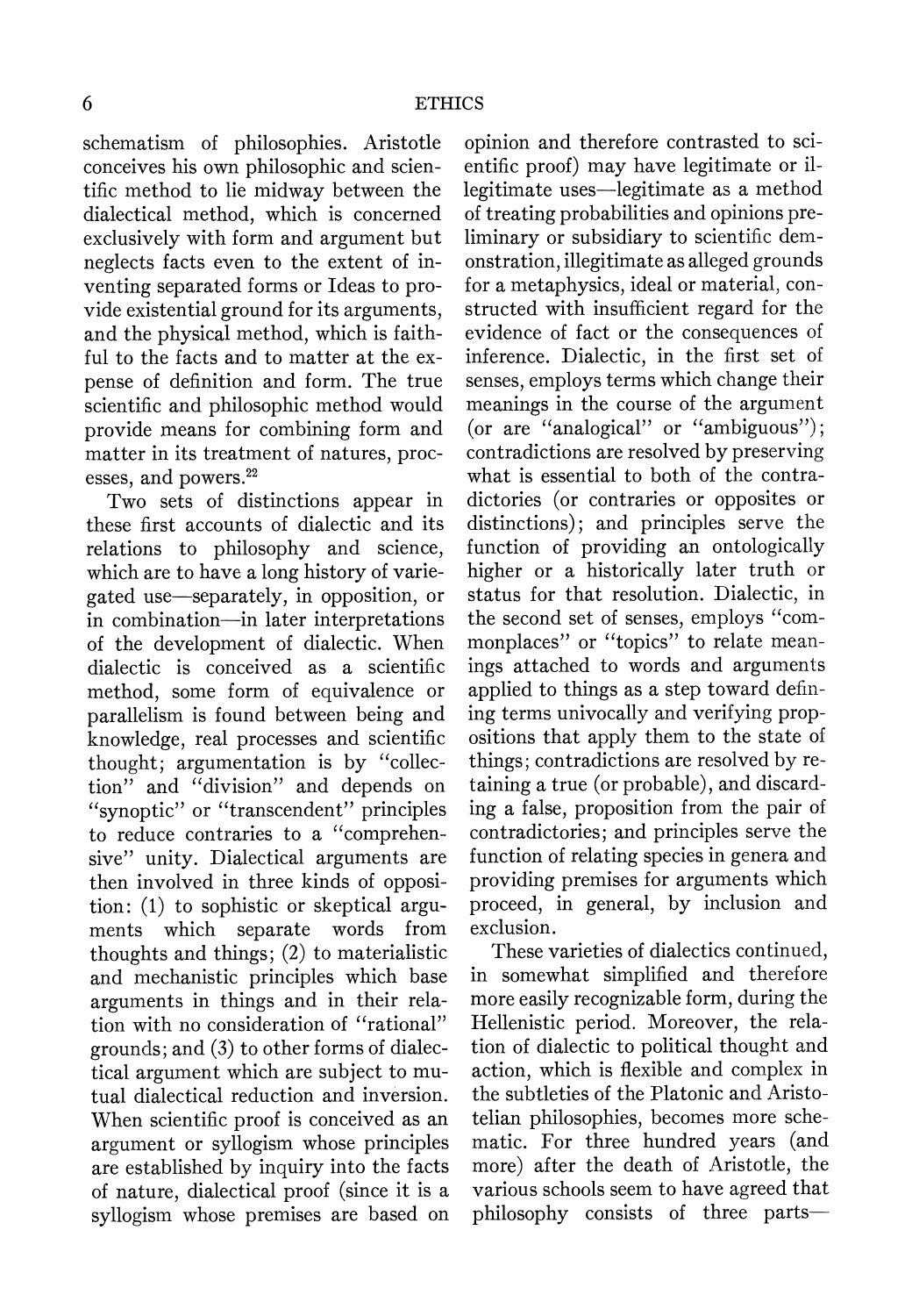schematism of philosophies. Aristotle conceives his own philosophic and scientific method to lie midway between the dialectical method, which is concerned exclusively with form and argument but neglects facts even to the extent of inventing separated forms or Ideas to provide existential ground for its arguments, and the physical method, which is faithful to the facts and to matter at the expense of definition and form. The true scientific and philosophic method would provide means for combining form and matter in its treatment of natures, processes, and powers.[22]

Two sets of distinctions appear in these first accounts of dialectic and its relations to philosophy and science, which are to have a long history of variegated use—separately, in opposition, or in combination—in later interpretations of the development of dialectic. When dialectic is conceived as a scientific method, some form of equivalence or parallelism is found between being and knowledge, real processes and scientific thought; argumentation is by "collection" and "division" and depends on "synoptic" or "transcendent" principles to reduce contraries to a "comprehensive" unity. Dialectical arguments are then involved in three kinds of opposition: (1) to sophistic or skeptical arguments which separate words from thoughts and things; (2) to materialistic and mechanistic principles which base arguments in things and in their relation with no consideration of "rational" grounds; and (3) to other forms of dialectical argument which are subject to mutual dialectical reduction and inversion. When scientific proof is conceived as an argument or syllogism whose principles are established by inquiry into the facts of nature, dialectical proof (since it is a syllogism whose premises are based on opinion and therefore contrasted to scientific proof) may have legitimate or illegitimate uses—legitimate as a method of treating probabilities and opinions preliminary or subsidiary to scientific demonstration, illegitimate as alleged grounds for a metaphysics, ideal or material, constructed with insufficient regard for the evidence of fact or the consequences of inference. Dialectic, in the first set of senses, employs terms which change their meanings in the course of the argument (or are "analogical" or "ambiguous"); contradictions are resolved by preserving what is essential to both of the contradictories (or contraries or opposites or distinctions); and principles serve the function of providing an ontologically higher or a historically later truth or status for that resolution. Dialectic, in the second set of senses, employs "commonplaces" or "topics" to relate meanings attached to words and arguments applied to things as a step toward defining terms univocally and verifying propositions that apply them to the state of things; contradictions are resolved by retaining a true (or probable), and discarding a false, proposition from the pair of contradictories; and principles serve the function of relating species in genera and providing premises for arguments which proceed, in general, by inclusion and exclusion.

These varieties of dialectics continued, in somewhat simplified and therefore more easily recognizable form, during the Hellenistic period. Moreover, the relation of dialectic to political thought and action, which is flexible and complex in the subtleties of the Platonic and Aristotelian philosophies, becomes more schematic. For three hundred years (and more) after the death of Aristotle, the various schools seem to have agreed that philosophy consists of three parts—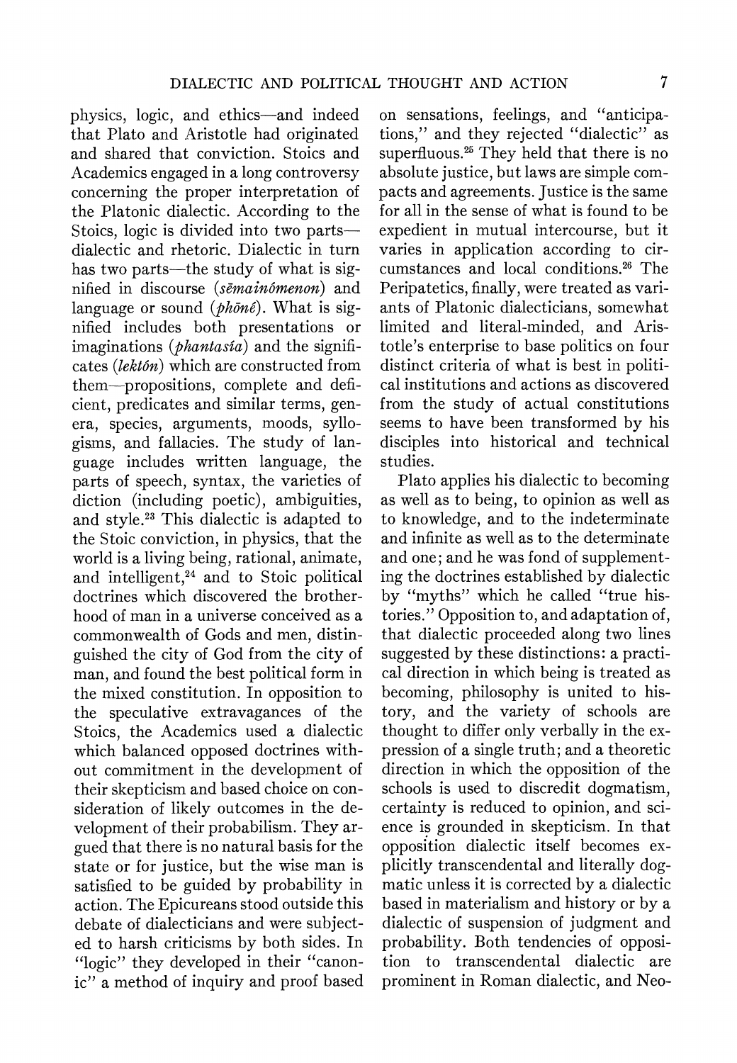physics, logic, and ethics—and indeed that Plato and Aristotle had originated and shared that conviction. Stoics and Academics engaged in a long controversy concerning the proper interpretation of the Platonic dialectic. According to the Stoics, logic is divided into two parts—dialectic and rhetoric. Dialectic in turn has two parts—the study of what is signified in discourse (*sēmainómenon*) and language or sound (*phōnḗ*). What is signified includes both presentations or imaginations (*phantasía*) and the significates (*lektón*) which are constructed from them—propositions, complete and deficient, predicates and similar terms, genera, species, arguments, moods, syllogisms, and fallacies. The study of language includes written language, the parts of speech, syntax, the varieties of diction (including poetic), ambiguities, and style.[23] This dialectic is adapted to the Stoic conviction, in physics, that the world is a living being, rational, animate, and intelligent,[24] and to Stoic political doctrines which discovered the brotherhood of man in a universe conceived as a commonwealth of Gods and men, distinguished the city of God from the city of man, and found the best political form in the mixed constitution. In opposition to the speculative extravagances of the Stoics, the Academics used a dialectic which balanced opposed doctrines without commitment in the development of their skepticism and based choice on consideration of likely outcomes in the development of their probabilism. They argued that there is no natural basis for the state or for justice, but the wise man is satisfied to be guided by probability in action. The Epicureans stood outside this debate of dialecticians and were subjected to harsh criticisms by both sides. In "logic" they developed in their "canonic" a method of inquiry and proof based on sensations, feelings, and "anticipations," and they rejected "dialectic" as superfluous.[25] They held that there is no absolute justice, but laws are simple compacts and agreements. Justice is the same for all in the sense of what is found to be expedient in mutual intercourse, but it varies in application according to circumstances and local conditions.[26] The Peripatetics, finally, were treated as variants of Platonic dialecticians, somewhat limited and literal-minded, and Aristotle's enterprise to base politics on four distinct criteria of what is best in political institutions and actions as discovered from the study of actual constitutions seems to have been transformed by his disciples into historical and technical studies.

Plato applies his dialectic to becoming as well as to being, to opinion as well as to knowledge, and to the indeterminate and infinite as well as to the determinate and one; and he was fond of supplementing the doctrines established by dialectic by "myths" which he called "true histories." Opposition to, and adaptation of, that dialectic proceeded along two lines suggested by these distinctions: a practical direction in which being is treated as becoming, philosophy is united to history, and the variety of schools are thought to differ only verbally in the expression of a single truth; and a theoretic direction in which the opposition of the schools is used to discredit dogmatism, certainty is reduced to opinion, and science is grounded in skepticism. In that opposition dialectic itself becomes explicitly transcendental and literally dogmatic unless it is corrected by a dialectic based in materialism and history or by a dialectic of suspension of judgment and probability. Both tendencies of opposition to transcendental dialectic are prominent in Roman dialectic, and Neo-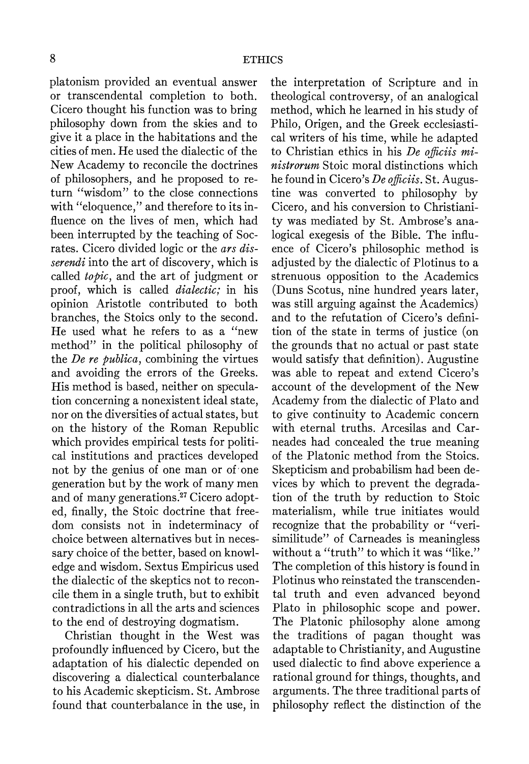platonism provided an eventual answer or transcendental completion to both. Cicero thought his function was to bring philosophy down from the skies and to give it a place in the habitations and the cities of men. He used the dialectic of the New Academy to reconcile the doctrines of philosophers, and he proposed to return "wisdom" to the close connections with "eloquence," and therefore to its influence on the lives of men, which had been interrupted by the teaching of Socrates. Cicero divided logic or the *ars disserendi* into the art of discovery, which is called *topic*, and the art of judgment or proof, which is called *dialectic;* in his opinion Aristotle contributed to both branches, the Stoics only to the second. He used what he refers to as a "new method" in the political philosophy of the *De re publica*, combining the virtues and avoiding the errors of the Greeks. His method is based, neither on speculation concerning a nonexistent ideal state, nor on the diversities of actual states, but on the history of the Roman Republic which provides empirical tests for political institutions and practices developed not by the genius of one man or of one generation but by the work of many men and of many generations.[27] Cicero adopted, finally, the Stoic doctrine that freedom consists not in indeterminacy of choice between alternatives but in necessary choice of the better, based on knowledge and wisdom. Sextus Empiricus used the dialectic of the skeptics not to reconcile them in a single truth, but to exhibit contradictions in all the arts and sciences to the end of destroying dogmatism.

Christian thought in the West was profoundly influenced by Cicero, but the adaptation of his dialectic depended on discovering a dialectical counterbalance to his Academic skepticism. St. Ambrose found that counterbalance in the use, in the interpretation of Scripture and in theological controversy, of an analogical method, which he learned in his study of Philo, Origen, and the Greek ecclesiastical writers of his time, while he adapted to Christian ethics in his *De officiis ministrorum* Stoic moral distinctions which he found in Cicero's *De officiis*. St. Augustine was converted to philosophy by Cicero, and his conversion to Christianity was mediated by St. Ambrose's analogical exegesis of the Bible. The influence of Cicero's philosophic method is adjusted by the dialectic of Plotinus to a strenuous opposition to the Academics (Duns Scotus, nine hundred years later, was still arguing against the Academics) and to the refutation of Cicero's definition of the state in terms of justice (on the grounds that no actual or past state would satisfy that definition). Augustine was able to repeat and extend Cicero's account of the development of the New Academy from the dialectic of Plato and to give continuity to Academic concern with eternal truths. Arcesilas and Carneades had concealed the true meaning of the Platonic method from the Stoics. Skepticism and probabilism had been devices by which to prevent the degradation of the truth by reduction to Stoic materialism, while true initiates would recognize that the probability or "verisimilitude" of Carneades is meaningless without a "truth" to which it was "like." The completion of this history is found in Plotinus who reinstated the transcendental truth and even advanced beyond Plato in philosophic scope and power. The Platonic philosophy alone among the traditions of pagan thought was adaptable to Christianity, and Augustine used dialectic to find above experience a rational ground for things, thoughts, and arguments. The three traditional parts of philosophy reflect the distinction of the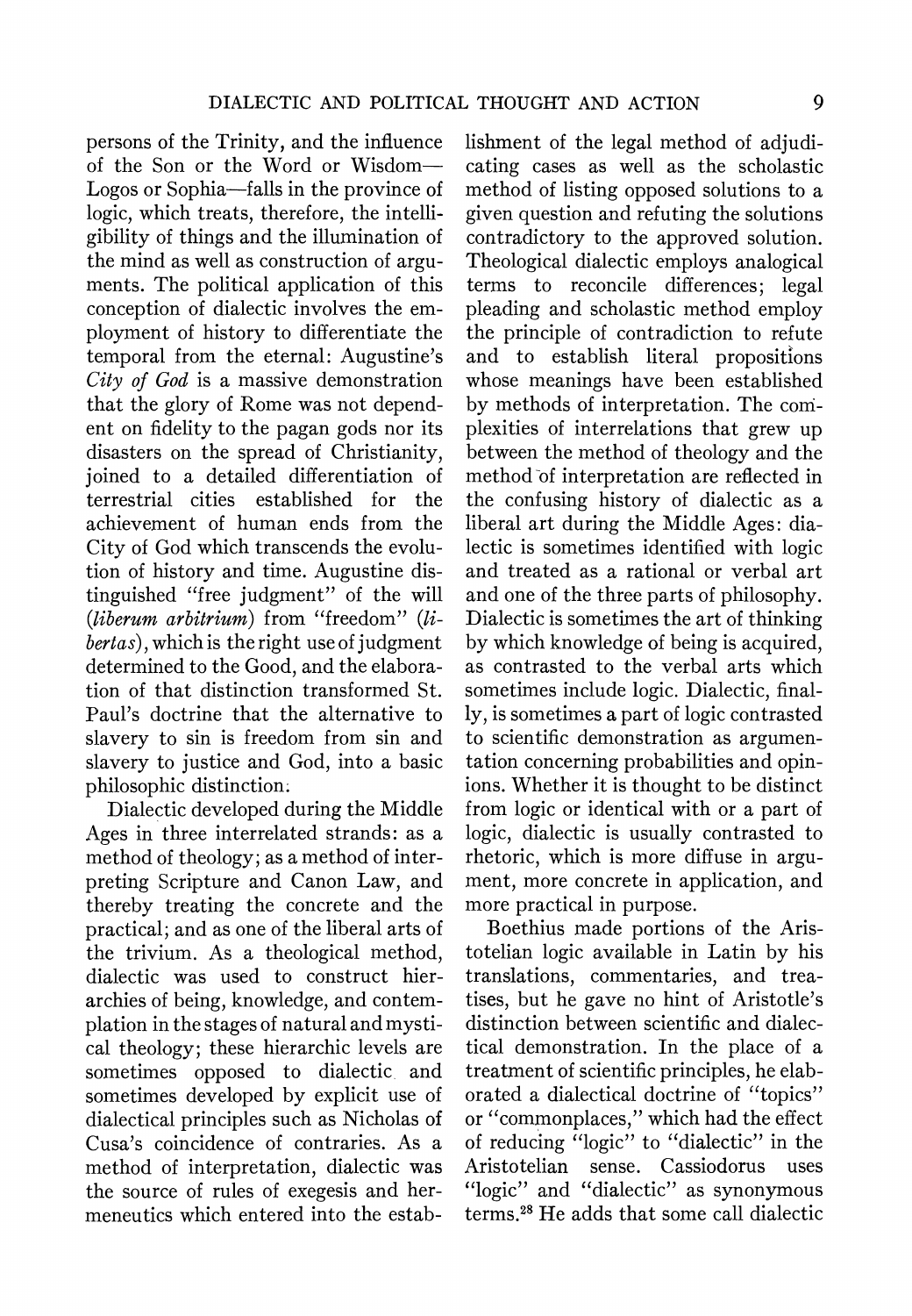persons of the Trinity, and the influence of the Son or the Word or Wisdom—Logos or Sophia—falls in the province of logic, which treats, therefore, the intelligibility of things and the illumination of the mind as well as construction of arguments. The political application of this conception of dialectic involves the employment of history to differentiate the temporal from the eternal: Augustine's *City of God* is a massive demonstration that the glory of Rome was not dependent on fidelity to the pagan gods nor its disasters on the spread of Christianity, joined to a detailed differentiation of terrestrial cities established for the achievement of human ends from the City of God which transcends the evolution of history and time. Augustine distinguished "free judgment" of the will (*liberum arbitrium*) from "freedom" (*libertas*), which is the right use of judgment determined to the Good, and the elaboration of that distinction transformed St. Paul's doctrine that the alternative to slavery to sin is freedom from sin and slavery to justice and God, into a basic philosophic distinction.

Dialectic developed during the Middle Ages in three interrelated strands: as a method of theology; as a method of interpreting Scripture and Canon Law, and thereby treating the concrete and the practical; and as one of the liberal arts of the trivium. As a theological method, dialectic was used to construct hierarchies of being, knowledge, and contemplation in the stages of natural and mystical theology; these hierarchic levels are sometimes opposed to dialectic and sometimes developed by explicit use of dialectical principles such as Nicholas of Cusa's coincidence of contraries. As a method of interpretation, dialectic was the source of rules of exegesis and hermeneutics which entered into the establishment of the legal method of adjudicating cases as well as the scholastic method of listing opposed solutions to a given question and refuting the solutions contradictory to the approved solution. Theological dialectic employs analogical terms to reconcile differences; legal pleading and scholastic method employ the principle of contradiction to refute and to establish literal propositions whose meanings have been established by methods of interpretation. The complexities of interrelations that grew up between the method of theology and the method of interpretation are reflected in the confusing history of dialectic as a liberal art during the Middle Ages: dialectic is sometimes identified with logic and treated as a rational or verbal art and one of the three parts of philosophy. Dialectic is sometimes the art of thinking by which knowledge of being is acquired, as contrasted to the verbal arts which sometimes include logic. Dialectic, finally, is sometimes a part of logic contrasted to scientific demonstration as argumentation concerning probabilities and opinions. Whether it is thought to be distinct from logic or identical with or a part of logic, dialectic is usually contrasted to rhetoric, which is more diffuse in argument, more concrete in application, and more practical in purpose.

Boethius made portions of the Aristotelian logic available in Latin by his translations, commentaries, and treatises, but he gave no hint of Aristotle's distinction between scientific and dialectical demonstration. In the place of a treatment of scientific principles, he elaborated a dialectical doctrine of "topics" or "commonplaces," which had the effect of reducing "logic" to "dialectic" in the Aristotelian sense. Cassiodorus uses "logic" and "dialectic" as synonymous terms.[28] He adds that some call dialectic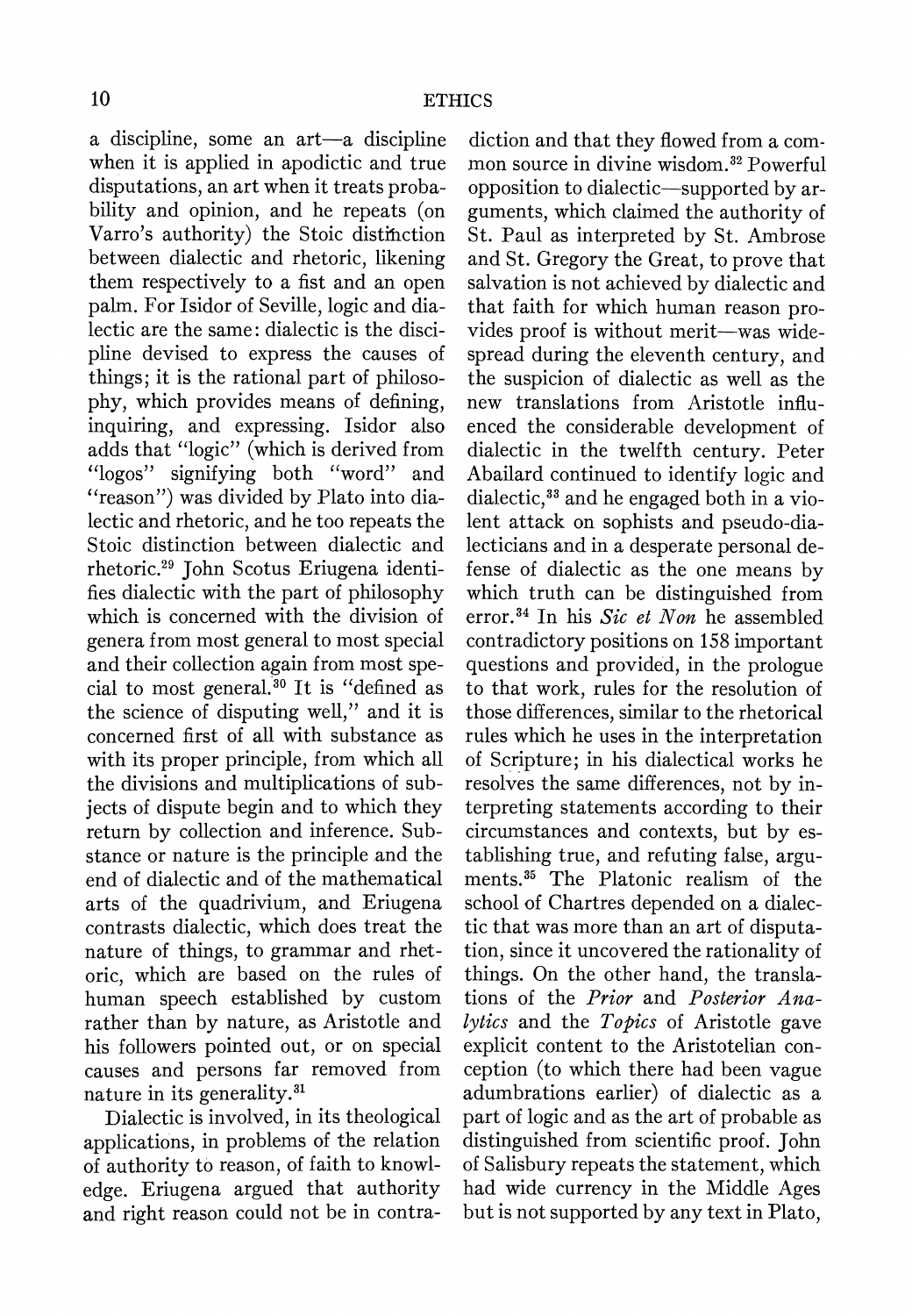a discipline, some an art—a discipline when it is applied in apodictic and true disputations, an art when it treats probability and opinion, and he repeats (on Varro's authority) the Stoic distinction between dialectic and rhetoric, likening them respectively to a fist and an open palm. For Isidor of Seville, logic and dialectic are the same: dialectic is the discipline devised to express the causes of things; it is the rational part of philosophy, which provides means of defining, inquiring, and expressing. Isidor also adds that "logic" (which is derived from "logos" signifying both "word" and "reason") was divided by Plato into dialectic and rhetoric, and he too repeats the Stoic distinction between dialectic and rhetoric.[29] John Scotus Eriugena identifies dialectic with the part of philosophy which is concerned with the division of genera from most general to most special and their collection again from most special to most general.[30] It is "defined as the science of disputing well," and it is concerned first of all with substance as with its proper principle, from which all the divisions and multiplications of subjects of dispute begin and to which they return by collection and inference. Substance or nature is the principle and the end of dialectic and of the mathematical arts of the quadrivium, and Eriugena contrasts dialectic, which does treat the nature of things, to grammar and rhetoric, which are based on the rules of human speech established by custom rather than by nature, as Aristotle and his followers pointed out, or on special causes and persons far removed from nature in its generality.[31]

Dialectic is involved, in its theological applications, in problems of the relation of authority to reason, of faith to knowledge. Eriugena argued that authority and right reason could not be in contradiction and that they flowed from a common source in divine wisdom.[32] Powerful opposition to dialectic—supported by arguments, which claimed the authority of St. Paul as interpreted by St. Ambrose and St. Gregory the Great, to prove that salvation is not achieved by dialectic and that faith for which human reason provides proof is without merit—was widespread during the eleventh century, and the suspicion of dialectic as well as the new translations from Aristotle influenced the considerable development of dialectic in the twelfth century. Peter Abailard continued to identify logic and dialectic,[33] and he engaged both in a violent attack on sophists and pseudo-dialecticians and in a desperate personal defense of dialectic as the one means by which truth can be distinguished from error.[34] In his *Sic et Non* he assembled contradictory positions on 158 important questions and provided, in the prologue to that work, rules for the resolution of those differences, similar to the rhetorical rules which he uses in the interpretation of Scripture; in his dialectical works he resolves the same differences, not by interpreting statements according to their circumstances and contexts, but by establishing true, and refuting false, arguments.[35] The Platonic realism of the school of Chartres depended on a dialectic that was more than an art of disputation, since it uncovered the rationality of things. On the other hand, the translations of the *Prior* and *Posterior Analytics* and the *Topics* of Aristotle gave explicit content to the Aristotelian conception (to which there had been vague adumbrations earlier) of dialectic as a part of logic and as the art of probable as distinguished from scientific proof. John of Salisbury repeats the statement, which had wide currency in the Middle Ages but is not supported by any text in Plato,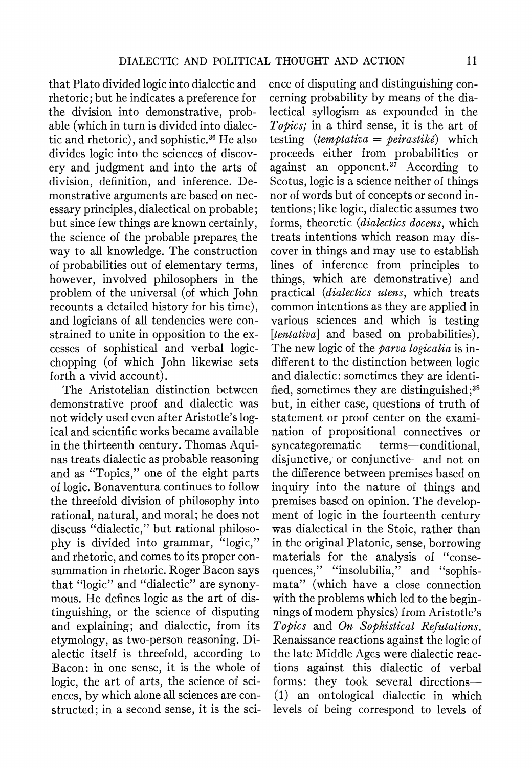that Plato divided logic into dialectic and rhetoric; but he indicates a preference for the division into demonstrative, probable (which in turn is divided into dialectic and rhetoric), and sophistic.[36] He also divides logic into the sciences of discovery and judgment and into the arts of division, definition, and inference. Demonstrative arguments are based on necessary principles, dialectical on probable; but since few things are known certainly, the science of the probable prepares the way to all knowledge. The construction of probabilities out of elementary terms, however, involved philosophers in the problem of the universal (of which John recounts a detailed history for his time), and logicians of all tendencies were constrained to unite in opposition to the excesses of sophistical and verbal logic-chopping (of which John likewise sets forth a vivid account).

The Aristotelian distinction between demonstrative proof and dialectic was not widely used even after Aristotle's logical and scientific works became available in the thirteenth century. Thomas Aquinas treats dialectic as probable reasoning and as "Topics," one of the eight parts of logic. Bonaventura continues to follow the threefold division of philosophy into rational, natural, and moral; he does not discuss "dialectic," but rational philosophy is divided into grammar, "logic," and rhetoric, and comes to its proper consummation in rhetoric. Roger Bacon says that "logic" and "dialectic" are synonymous. He defines logic as the art of distinguishing, or the science of disputing and explaining; and dialectic, from its etymology, as two-person reasoning. Dialectic itself is threefold, according to Bacon: in one sense, it is the whole of logic, the art of arts, the science of sciences, by which alone all sciences are constructed; in a second sense, it is the science of disputing and distinguishing concerning probability by means of the dialectical syllogism as expounded in the *Topics;* in a third sense, it is the art of testing (*temptativa* = *peirastikê*) which proceeds either from probabilities or against an opponent.[37] According to Scotus, logic is a science neither of things nor of words but of concepts or second intentions; like logic, dialectic assumes two forms, theoretic (*dialectics docens*, which treats intentions which reason may discover in things and may use to establish lines of inference from principles to things, which are demonstrative) and practical (*dialectics utens*, which treats common intentions as they are applied in various sciences and which is testing [*tentativa*] and based on probabilities). The new logic of the *parva logicalia* is indifferent to the distinction between logic and dialectic: sometimes they are identified, sometimes they are distinguished;[38] but, in either case, questions of truth of statement or proof center on the examination of propositional connectives or syncategorematic terms—conditional, disjunctive, or conjunctive—and not on the difference between premises based on inquiry into the nature of things and premises based on opinion. The development of logic in the fourteenth century was dialectical in the Stoic, rather than in the original Platonic, sense, borrowing materials for the analysis of "consequences," "insolubilia," and "sophismata" (which have a close connection with the problems which led to the beginnings of modern physics) from Aristotle's *Topics* and *On Sophistical Refutations*. Renaissance reactions against the logic of the late Middle Ages were dialectic reactions against this dialectic of verbal forms: they took several directions—(1) an ontological dialectic in which levels of being correspond to levels of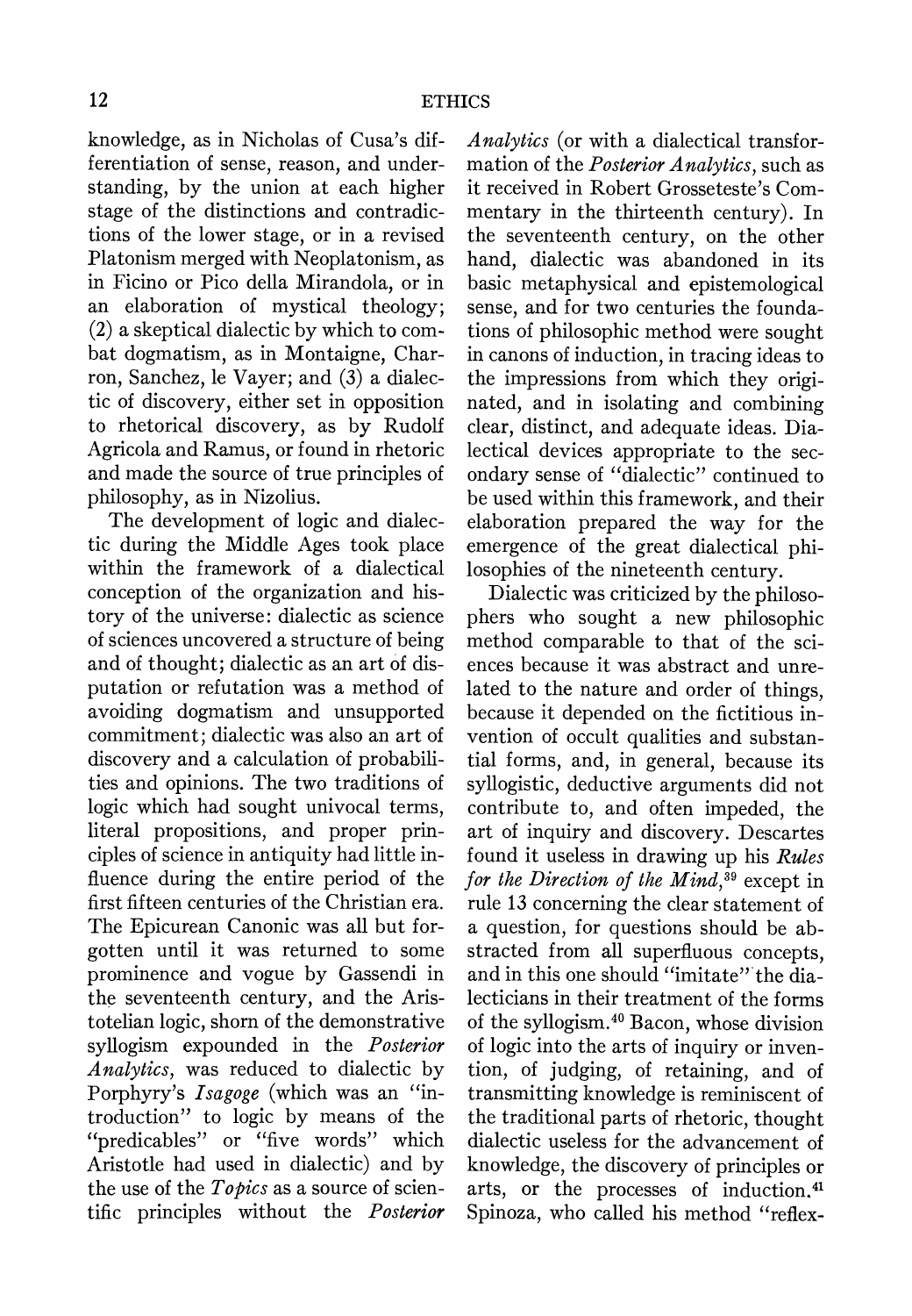knowledge, as in Nicholas of Cusa's differentiation of sense, reason, and understanding, by the union at each higher stage of the distinctions and contradictions of the lower stage, or in a revised Platonism merged with Neoplatonism, as in Ficino or Pico della Mirandola, or in an elaboration of mystical theology; (2) a skeptical dialectic by which to combat dogmatism, as in Montaigne, Charron, Sanchez, le Vayer; and (3) a dialectic of discovery, either set in opposition to rhetorical discovery, as by Rudolf Agricola and Ramus, or found in rhetoric and made the source of true principles of philosophy, as in Nizolius.

The development of logic and dialectic during the Middle Ages took place within the framework of a dialectical conception of the organization and history of the universe: dialectic as science of sciences uncovered a structure of being and of thought; dialectic as an art of disputation or refutation was a method of avoiding dogmatism and unsupported commitment; dialectic was also an art of discovery and a calculation of probabilities and opinions. The two traditions of logic which had sought univocal terms, literal propositions, and proper principles of science in antiquity had little influence during the entire period of the first fifteen centuries of the Christian era. The Epicurean Canonic was all but forgotten until it was returned to some prominence and vogue by Gassendi in the seventeenth century, and the Aristotelian logic, shorn of the demonstrative syllogism expounded in the *Posterior Analytics*, was reduced to dialectic by Porphyry's *Isagoge* (which was an "introduction" to logic by means of the "predicables" or "five words" which Aristotle had used in dialectic) and by the use of the *Topics* as a source of scientific principles without the *Posterior Analytics* (or with a dialectical transformation of the *Posterior Analytics*, such as it received in Robert Grosseteste's Commentary in the thirteenth century). In the seventeenth century, on the other hand, dialectic was abandoned in its basic metaphysical and epistemological sense, and for two centuries the foundations of philosophic method were sought in canons of induction, in tracing ideas to the impressions from which they originated, and in isolating and combining clear, distinct, and adequate ideas. Dialectical devices appropriate to the secondary sense of "dialectic" continued to be used within this framework, and their elaboration prepared the way for the emergence of the great dialectical philosophies of the nineteenth century.

Dialectic was criticized by the philosophers who sought a new philosophic method comparable to that of the sciences because it was abstract and unrelated to the nature and order of things, because it depended on the fictitious invention of occult qualities and substantial forms, and, in general, because its syllogistic, deductive arguments did not contribute to, and often impeded, the art of inquiry and discovery. Descartes found it useless in drawing up his *Rules for the Direction of the Mind*,[39] except in rule 13 concerning the clear statement of a question, for questions should be abstracted from all superfluous concepts, and in this one should "imitate" the dialecticians in their treatment of the forms of the syllogism.[40] Bacon, whose division of logic into the arts of inquiry or invention, of judging, of retaining, and of transmitting knowledge is reminiscent of the traditional parts of rhetoric, thought dialectic useless for the advancement of knowledge, the discovery of principles or arts, or the processes of induction.[41] Spinoza, who called his method "reflex-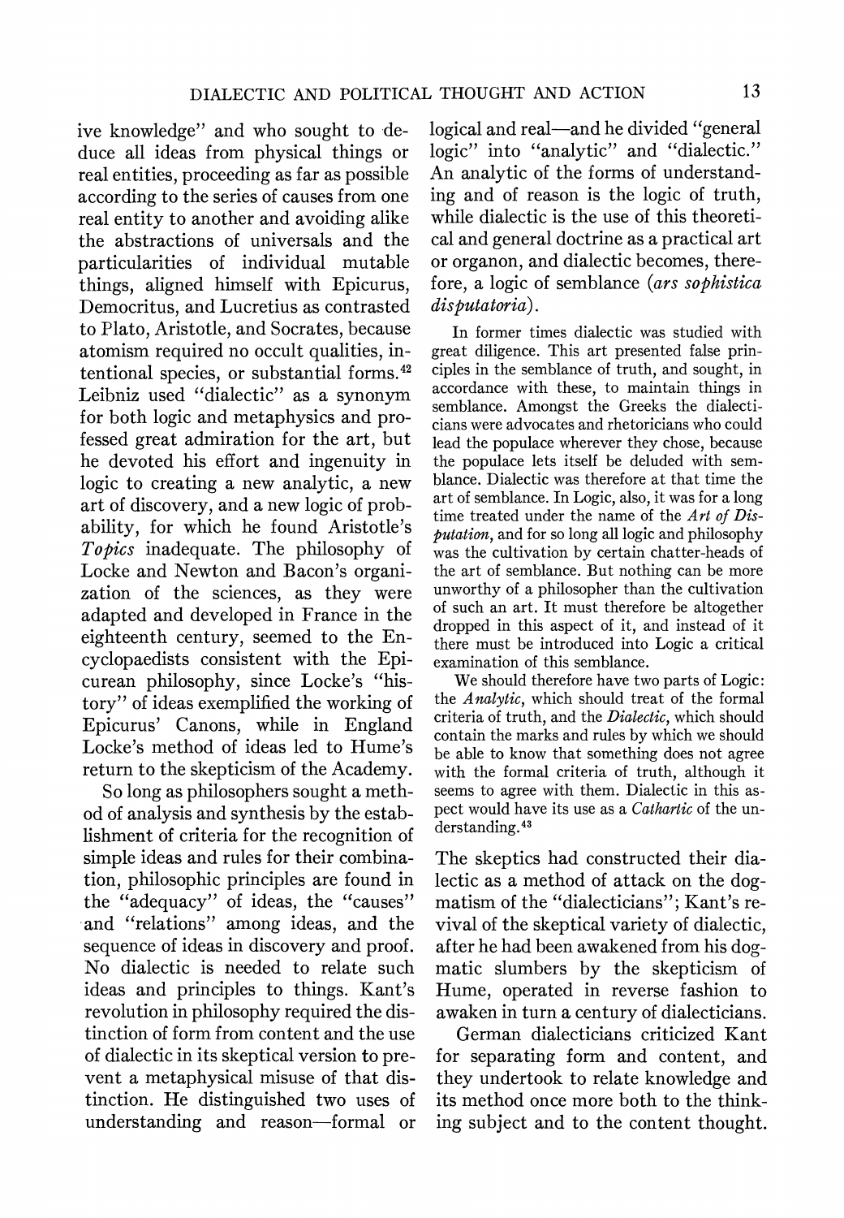ive knowledge" and who sought to deduce all ideas from physical things or real entities, proceeding as far as possible according to the series of causes from one real entity to another and avoiding alike the abstractions of universals and the particularities of individual mutable things, aligned himself with Epicurus, Democritus, and Lucretius as contrasted to Plato, Aristotle, and Socrates, because atomism required no occult qualities, intentional species, or substantial forms.[42] Leibniz used "dialectic" as a synonym for both logic and metaphysics and professed great admiration for the art, but he devoted his effort and ingenuity in logic to creating a new analytic, a new art of discovery, and a new logic of probability, for which he found Aristotle's *Topics* inadequate. The philosophy of Locke and Newton and Bacon's organization of the sciences, as they were adapted and developed in France in the eighteenth century, seemed to the Encyclopaedists consistent with the Epicurean philosophy, since Locke's "history" of ideas exemplified the working of Epicurus' Canons, while in England Locke's method of ideas led to Hume's return to the skepticism of the Academy.

So long as philosophers sought a method of analysis and synthesis by the establishment of criteria for the recognition of simple ideas and rules for their combination, philosophic principles are found in the "adequacy" of ideas, the "causes" and "relations" among ideas, and the sequence of ideas in discovery and proof. No dialectic is needed to relate such ideas and principles to things. Kant's revolution in philosophy required the distinction of form from content and the use of dialectic in its skeptical version to prevent a metaphysical misuse of that distinction. He distinguished two uses of understanding and reason—formal or logical and real—and he divided "general logic" into "analytic" and "dialectic." An analytic of the forms of understanding and of reason is the logic of truth, while dialectic is the use of this theoretical and general doctrine as a practical art or organon, and dialectic becomes, therefore, a logic of semblance (*ars sophistica disputatoria*).

> In former times dialectic was studied with great diligence. This art presented false principles in the semblance of truth, and sought, in accordance with these, to maintain things in semblance. Amongst the Greeks the dialecticians were advocates and rhetoricians who could lead the populace wherever they chose, because the populace lets itself be deluded with semblance. Dialectic was therefore at that time the art of semblance. In Logic, also, it was for a long time treated under the name of the *Art of Disputation*, and for so long all logic and philosophy was the cultivation by certain chatter-heads of the art of semblance. But nothing can be more unworthy of a philosopher than the cultivation of such an art. It must therefore be altogether dropped in this aspect of it, and instead of it there must be introduced into Logic a critical examination of this semblance.
>
> We should therefore have two parts of Logic: the *Analytic*, which should treat of the formal criteria of truth, and the *Dialectic*, which should contain the marks and rules by which we should be able to know that something does not agree with the formal criteria of truth, although it seems to agree with them. Dialectic in this aspect would have its use as a *Cathartic* of the understanding.[43]

The skeptics had constructed their dialectic as a method of attack on the dogmatism of the "dialecticians"; Kant's revival of the skeptical variety of dialectic, after he had been awakened from his dogmatic slumbers by the skepticism of Hume, operated in reverse fashion to awaken in turn a century of dialecticians.

German dialecticians criticized Kant for separating form and content, and they undertook to relate knowledge and its method once more both to the thinking subject and to the content thought.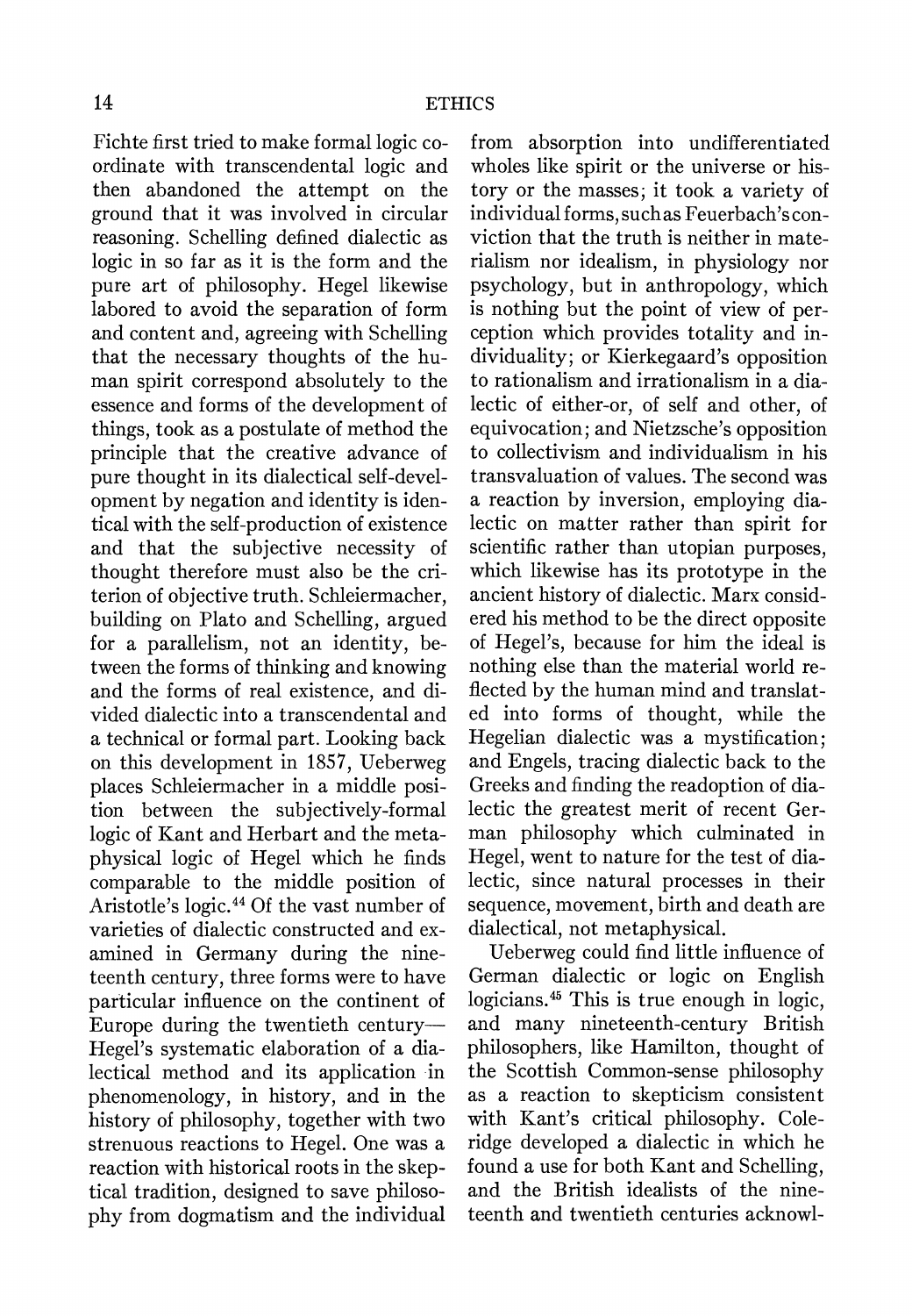Fichte first tried to make formal logic coordinate with transcendental logic and then abandoned the attempt on the ground that it was involved in circular reasoning. Schelling defined dialectic as logic in so far as it is the form and the pure art of philosophy. Hegel likewise labored to avoid the separation of form and content and, agreeing with Schelling that the necessary thoughts of the human spirit correspond absolutely to the essence and forms of the development of things, took as a postulate of method the principle that the creative advance of pure thought in its dialectical self-development by negation and identity is identical with the self-production of existence and that the subjective necessity of thought therefore must also be the criterion of objective truth. Schleiermacher, building on Plato and Schelling, argued for a parallelism, not an identity, between the forms of thinking and knowing and the forms of real existence, and divided dialectic into a transcendental and a technical or formal part. Looking back on this development in 1857, Ueberweg places Schleiermacher in a middle position between the subjectively-formal logic of Kant and Herbart and the metaphysical logic of Hegel which he finds comparable to the middle position of Aristotle's logic.[44] Of the vast number of varieties of dialectic constructed and examined in Germany during the nineteenth century, three forms were to have particular influence on the continent of Europe during the twentieth century—Hegel's systematic elaboration of a dialectical method and its application in phenomenology, in history, and in the history of philosophy, together with two strenuous reactions to Hegel. One was a reaction with historical roots in the skeptical tradition, designed to save philosophy from dogmatism and the individual from absorption into undifferentiated wholes like spirit or the universe or history or the masses; it took a variety of individual forms, such as Feuerbach's conviction that the truth is neither in materialism nor idealism, in physiology nor psychology, but in anthropology, which is nothing but the point of view of perception which provides totality and individuality; or Kierkegaard's opposition to rationalism and irrationalism in a dialectic of either-or, of self and other, of equivocation; and Nietzsche's opposition to collectivism and individualism in his transvaluation of values. The second was a reaction by inversion, employing dialectic on matter rather than spirit for scientific rather than utopian purposes, which likewise has its prototype in the ancient history of dialectic. Marx considered his method to be the direct opposite of Hegel's, because for him the ideal is nothing else than the material world reflected by the human mind and translated into forms of thought, while the Hegelian dialectic was a mystification; and Engels, tracing dialectic back to the Greeks and finding the readoption of dialectic the greatest merit of recent German philosophy which culminated in Hegel, went to nature for the test of dialectic, since natural processes in their sequence, movement, birth and death are dialectical, not metaphysical.

Ueberweg could find little influence of German dialectic or logic on English logicians.[45] This is true enough in logic, and many nineteenth-century British philosophers, like Hamilton, thought of the Scottish Common-sense philosophy as a reaction to skepticism consistent with Kant's critical philosophy. Coleridge developed a dialectic in which he found a use for both Kant and Schelling, and the British idealists of the nineteenth and twentieth centuries acknowl-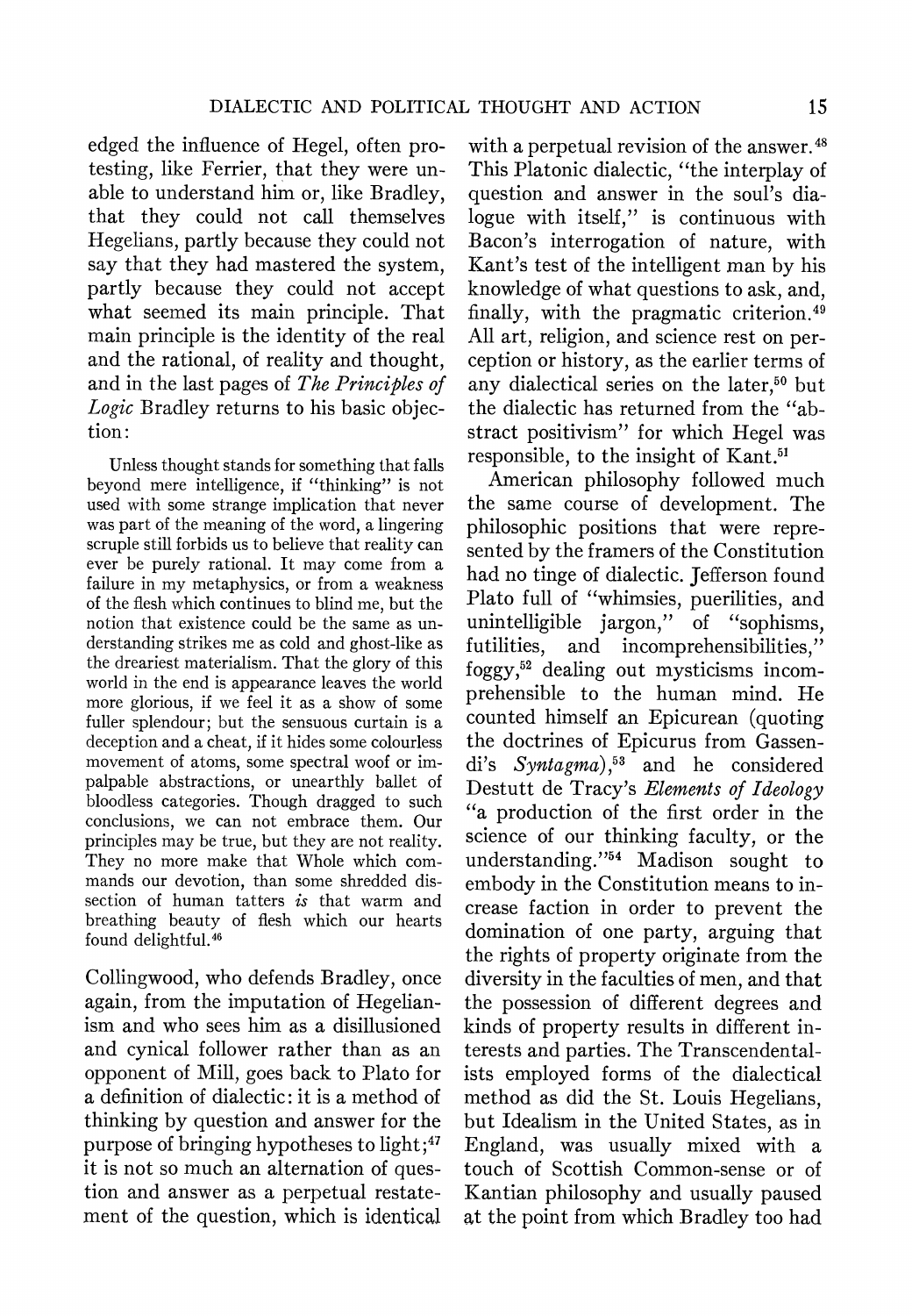edged the influence of Hegel, often protesting, like Ferrier, that they were unable to understand him or, like Bradley, that they could not call themselves Hegelians, partly because they could not say that they had mastered the system, partly because they could not accept what seemed its main principle. That main principle is the identity of the real and the rational, of reality and thought, and in the last pages of *The Principles of Logic* Bradley returns to his basic objection:

> Unless thought stands for something that falls beyond mere intelligence, if "thinking" is not used with some strange implication that never was part of the meaning of the word, a lingering scruple still forbids us to believe that reality can ever be purely rational. It may come from a failure in my metaphysics, or from a weakness of the flesh which continues to blind me, but the notion that existence could be the same as understanding strikes me as cold and ghost-like as the dreariest materialism. That the glory of this world in the end is appearance leaves the world more glorious, if we feel it as a show of some fuller splendour; but the sensuous curtain is a deception and a cheat, if it hides some colourless movement of atoms, some spectral woof or impalpable abstractions, or unearthly ballet of bloodless categories. Though dragged to such conclusions, we can not embrace them. Our principles may be true, but they are not reality. They no more make that Whole which commands our devotion, than some shredded dissection of human tatters *is* that warm and breathing beauty of flesh which our hearts found delightful.[46]

Collingwood, who defends Bradley, once again, from the imputation of Hegelianism and who sees him as a disillusioned and cynical follower rather than as an opponent of Mill, goes back to Plato for a definition of dialectic: it is a method of thinking by question and answer for the purpose of bringing hypotheses to light;[47] it is not so much an alternation of question and answer as a perpetual restatement of the question, which is identical with a perpetual revision of the answer.[48] This Platonic dialectic, "the interplay of question and answer in the soul's dialogue with itself," is continuous with Bacon's interrogation of nature, with Kant's test of the intelligent man by his knowledge of what questions to ask, and, finally, with the pragmatic criterion.[49] All art, religion, and science rest on perception or history, as the earlier terms of any dialectical series on the later,[50] but the dialectic has returned from the "abstract positivism" for which Hegel was responsible, to the insight of Kant.[51]

American philosophy followed much the same course of development. The philosophic positions that were represented by the framers of the Constitution had no tinge of dialectic. Jefferson found Plato full of "whimsies, puerilities, and unintelligible jargon," of "sophisms, futilities, and incomprehensibilities," foggy,[52] dealing out mysticisms incomprehensible to the human mind. He counted himself an Epicurean (quoting the doctrines of Epicurus from Gassendi's *Syntagma*),[53] and he considered Destutt de Tracy's *Elements of Ideology* "a production of the first order in the science of our thinking faculty, or the understanding."[54] Madison sought to embody in the Constitution means to increase faction in order to prevent the domination of one party, arguing that the rights of property originate from the diversity in the faculties of men, and that the possession of different degrees and kinds of property results in different interests and parties. The Transcendentalists employed forms of the dialectical method as did the St. Louis Hegelians, but Idealism in the United States, as in England, was usually mixed with a touch of Scottish Common-sense or of Kantian philosophy and usually paused at the point from which Bradley too had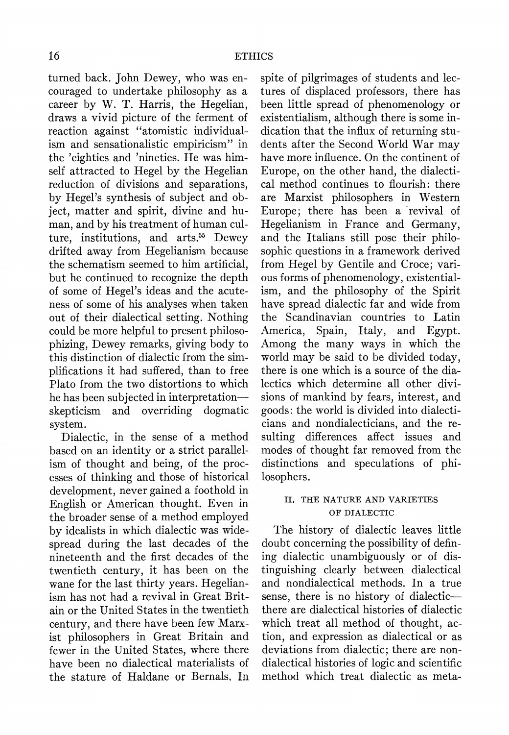turned back. John Dewey, who was encouraged to undertake philosophy as a career by W. T. Harris, the Hegelian, draws a vivid picture of the ferment of reaction against "atomistic individualism and sensationalistic empiricism" in the 'eighties and 'nineties. He was himself attracted to Hegel by the Hegelian reduction of divisions and separations, by Hegel's synthesis of subject and object, matter and spirit, divine and human, and by his treatment of human culture, institutions, and arts.[55] Dewey drifted away from Hegelianism because the schematism seemed to him artificial, but he continued to recognize the depth of some of Hegel's ideas and the acuteness of some of his analyses when taken out of their dialectical setting. Nothing could be more helpful to present philosophizing, Dewey remarks, giving body to this distinction of dialectic from the simplifications it had suffered, than to free Plato from the two distortions to which he has been subjected in interpretation—skepticism and overriding dogmatic system.

Dialectic, in the sense of a method based on an identity or a strict parallelism of thought and being, of the processes of thinking and those of historical development, never gained a foothold in English or American thought. Even in the broader sense of a method employed by idealists in which dialectic was widespread during the last decades of the nineteenth and the first decades of the twentieth century, it has been on the wane for the last thirty years. Hegelianism has not had a revival in Great Britain or the United States in the twentieth century, and there have been few Marxist philosophers in Great Britain and fewer in the United States, where there have been no dialectical materialists of the stature of Haldane or Bernals. In spite of pilgrimages of students and lectures of displaced professors, there has been little spread of phenomenology or existentialism, although there is some indication that the influx of returning students after the Second World War may have more influence. On the continent of Europe, on the other hand, the dialectical method continues to flourish: there are Marxist philosophers in Western Europe; there has been a revival of Hegelianism in France and Germany, and the Italians still pose their philosophic questions in a framework derived from Hegel by Gentile and Croce; various forms of phenomenology, existentialism, and the philosophy of the Spirit have spread dialectic far and wide from the Scandinavian countries to Latin America, Spain, Italy, and Egypt. Among the many ways in which the world may be said to be divided today, there is one which is a source of the dialectics which determine all other divisions of mankind by fears, interest, and goods: the world is divided into dialecticians and nondialecticians, and the resulting differences affect issues and modes of thought far removed from the distinctions and speculations of philosophers.

## II. THE NATURE AND VARIETIES OF DIALECTIC

The history of dialectic leaves little doubt concerning the possibility of defining dialectic unambiguously or of distinguishing clearly between dialectical and nondialectical methods. In a true sense, there is no history of dialectic—there are dialectical histories of dialectic which treat all method of thought, action, and expression as dialectical or as deviations from dialectic; there are nondialectical histories of logic and scientific method which treat dialectic as meta-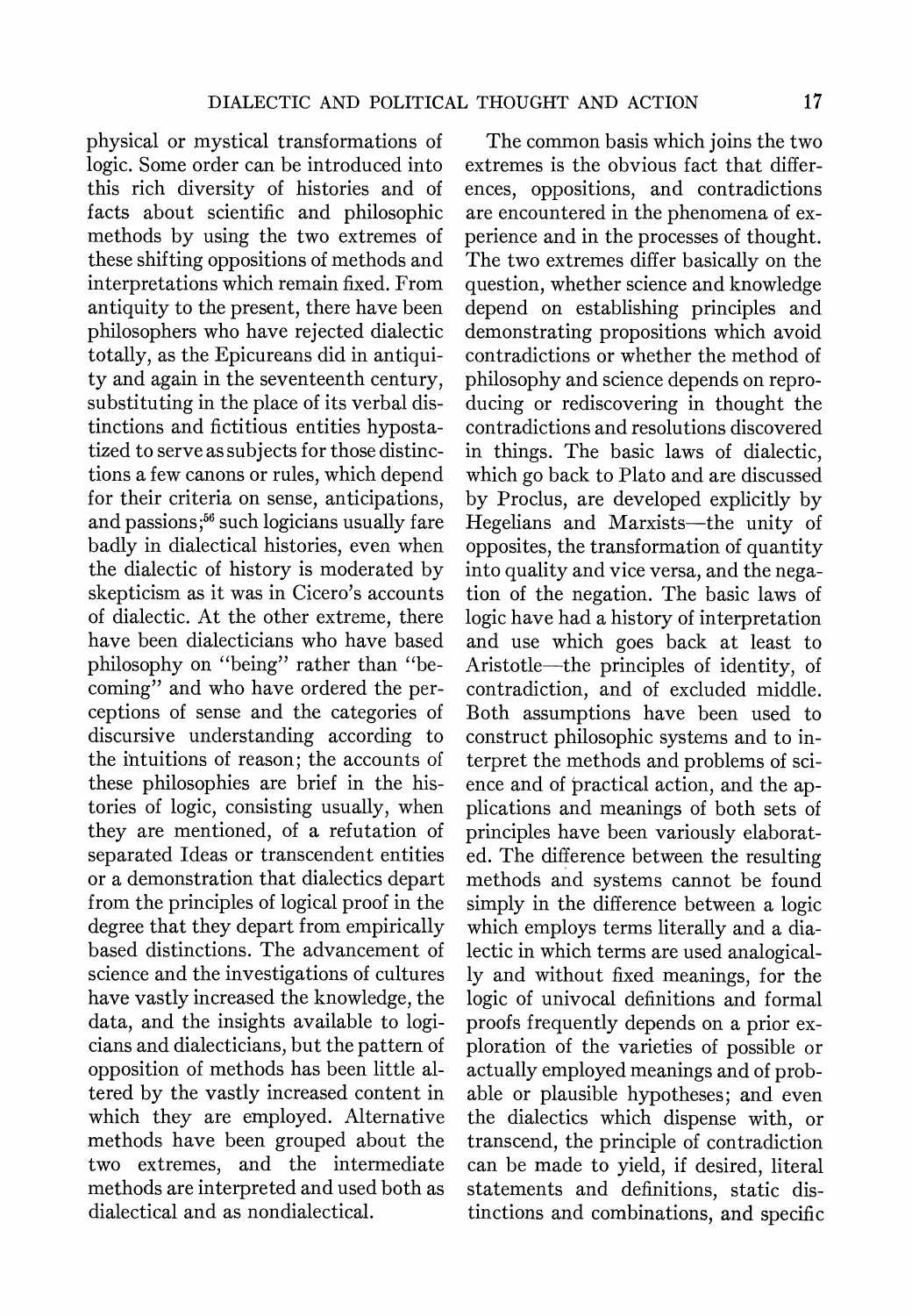physical or mystical transformations of logic. Some order can be introduced into this rich diversity of histories and of facts about scientific and philosophic methods by using the two extremes of these shifting oppositions of methods and interpretations which remain fixed. From antiquity to the present, there have been philosophers who have rejected dialectic totally, as the Epicureans did in antiquity and again in the seventeenth century, substituting in the place of its verbal distinctions and fictitious entities hypostatized to serve as subjects for those distinctions a few canons or rules, which depend for their criteria on sense, anticipations, and passions;[56] such logicians usually fare badly in dialectical histories, even when the dialectic of history is moderated by skepticism as it was in Cicero's accounts of dialectic. At the other extreme, there have been dialecticians who have based philosophy on "being" rather than "becoming" and who have ordered the perceptions of sense and the categories of discursive understanding according to the intuitions of reason; the accounts of these philosophies are brief in the histories of logic, consisting usually, when they are mentioned, of a refutation of separated Ideas or transcendent entities or a demonstration that dialectics depart from the principles of logical proof in the degree that they depart from empirically based distinctions. The advancement of science and the investigations of cultures have vastly increased the knowledge, the data, and the insights available to logicians and dialecticians, but the pattern of opposition of methods has been little altered by the vastly increased content in which they are employed. Alternative methods have been grouped about the two extremes, and the intermediate methods are interpreted and used both as dialectical and as nondialectical.

The common basis which joins the two extremes is the obvious fact that differences, oppositions, and contradictions are encountered in the phenomena of experience and in the processes of thought. The two extremes differ basically on the question, whether science and knowledge depend on establishing principles and demonstrating propositions which avoid contradictions or whether the method of philosophy and science depends on reproducing or rediscovering in thought the contradictions and resolutions discovered in things. The basic laws of dialectic, which go back to Plato and are discussed by Proclus, are developed explicitly by Hegelians and Marxists—the unity of opposites, the transformation of quantity into quality and vice versa, and the negation of the negation. The basic laws of logic have had a history of interpretation and use which goes back at least to Aristotle—the principles of identity, of contradiction, and of excluded middle. Both assumptions have been used to construct philosophic systems and to interpret the methods and problems of science and of practical action, and the applications and meanings of both sets of principles have been variously elaborated. The difference between the resulting methods and systems cannot be found simply in the difference between a logic which employs terms literally and a dialectic in which terms are used analogically and without fixed meanings, for the logic of univocal definitions and formal proofs frequently depends on a prior exploration of the varieties of possible or actually employed meanings and of probable or plausible hypotheses; and even the dialectics which dispense with, or transcend, the principle of contradiction can be made to yield, if desired, literal statements and definitions, static distinctions and combinations, and specific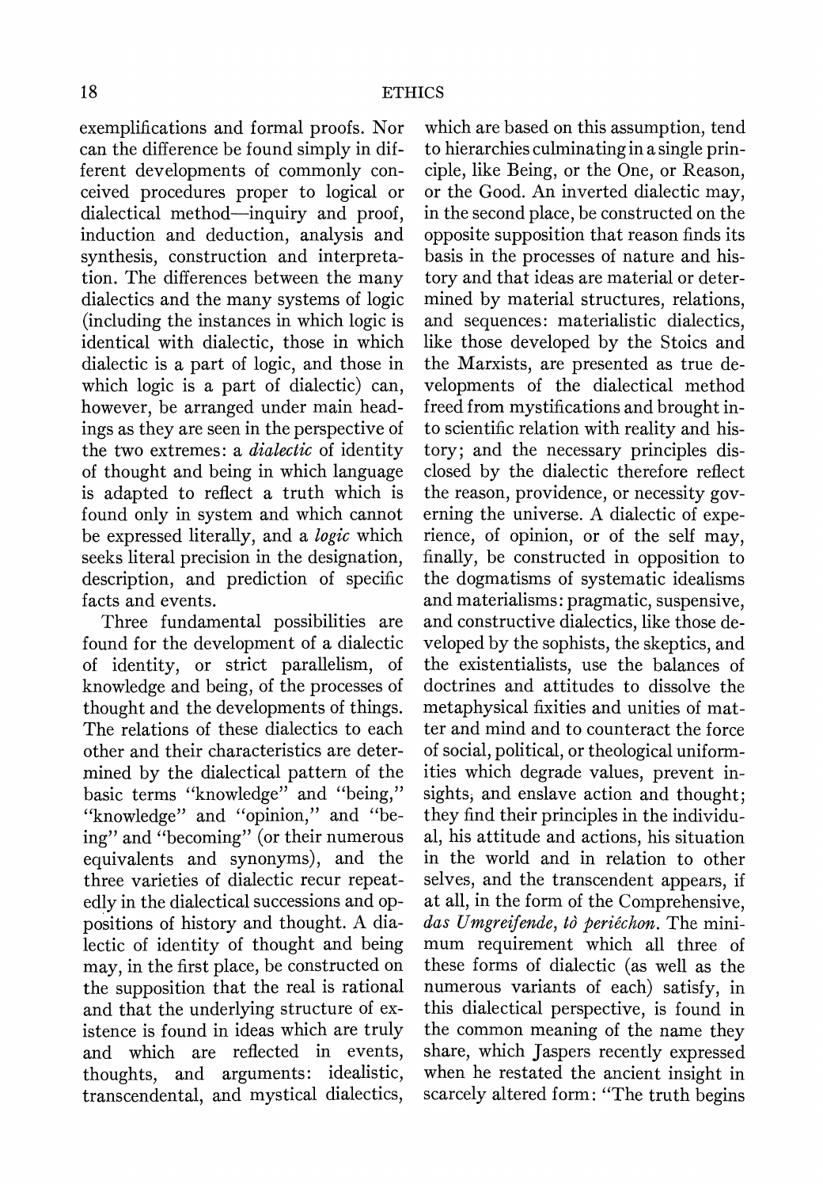exemplifications and formal proofs. Nor can the difference be found simply in different developments of commonly conceived procedures proper to logical or dialectical method—inquiry and proof, induction and deduction, analysis and synthesis, construction and interpretation. The differences between the many dialectics and the many systems of logic (including the instances in which logic is identical with dialectic, those in which dialectic is a part of logic, and those in which logic is a part of dialectic) can, however, be arranged under main headings as they are seen in the perspective of the two extremes: a *dialectic* of identity of thought and being in which language is adapted to reflect a truth which is found only in system and which cannot be expressed literally, and a *logic* which seeks literal precision in the designation, description, and prediction of specific facts and events.

Three fundamental possibilities are found for the development of a dialectic of identity, or strict parallelism, of knowledge and being, of the processes of thought and the developments of things. The relations of these dialectics to each other and their characteristics are determined by the dialectical pattern of the basic terms "knowledge" and "being," "knowledge" and "opinion," and "being" and "becoming" (or their numerous equivalents and synonyms), and the three varieties of dialectic recur repeatedly in the dialectical successions and oppositions of history and thought. A dialectic of identity of thought and being may, in the first place, be constructed on the supposition that the real is rational and that the underlying structure of existence is found in ideas which are truly and which are reflected in events, thoughts, and arguments: idealistic, transcendental, and mystical dialectics, which are based on this assumption, tend to hierarchies culminating in a single principle, like Being, or the One, or Reason, or the Good. An inverted dialectic may, in the second place, be constructed on the opposite supposition that reason finds its basis in the processes of nature and history and that ideas are material or determined by material structures, relations, and sequences: materialistic dialectics, like those developed by the Stoics and the Marxists, are presented as true developments of the dialectical method freed from mystifications and brought into scientific relation with reality and history; and the necessary principles disclosed by the dialectic therefore reflect the reason, providence, or necessity governing the universe. A dialectic of experience, of opinion, or of the self may, finally, be constructed in opposition to the dogmatisms of systematic idealisms and materialisms: pragmatic, suspensive, and constructive dialectics, like those developed by the sophists, the skeptics, and the existentialists, use the balances of doctrines and attitudes to dissolve the metaphysical fixities and unities of matter and mind and to counteract the force of social, political, or theological uniformities which degrade values, prevent insights, and enslave action and thought; they find their principles in the individual, his attitude and actions, his situation in the world and in relation to other selves, and the transcendent appears, if at all, in the form of the Comprehensive, *das Umgreifende, tò periéchon*. The minimum requirement which all three of these forms of dialectic (as well as the numerous variants of each) satisfy, in this dialectical perspective, is found in the common meaning of the name they share, which Jaspers recently expressed when he restated the ancient insight in scarcely altered form: "The truth begins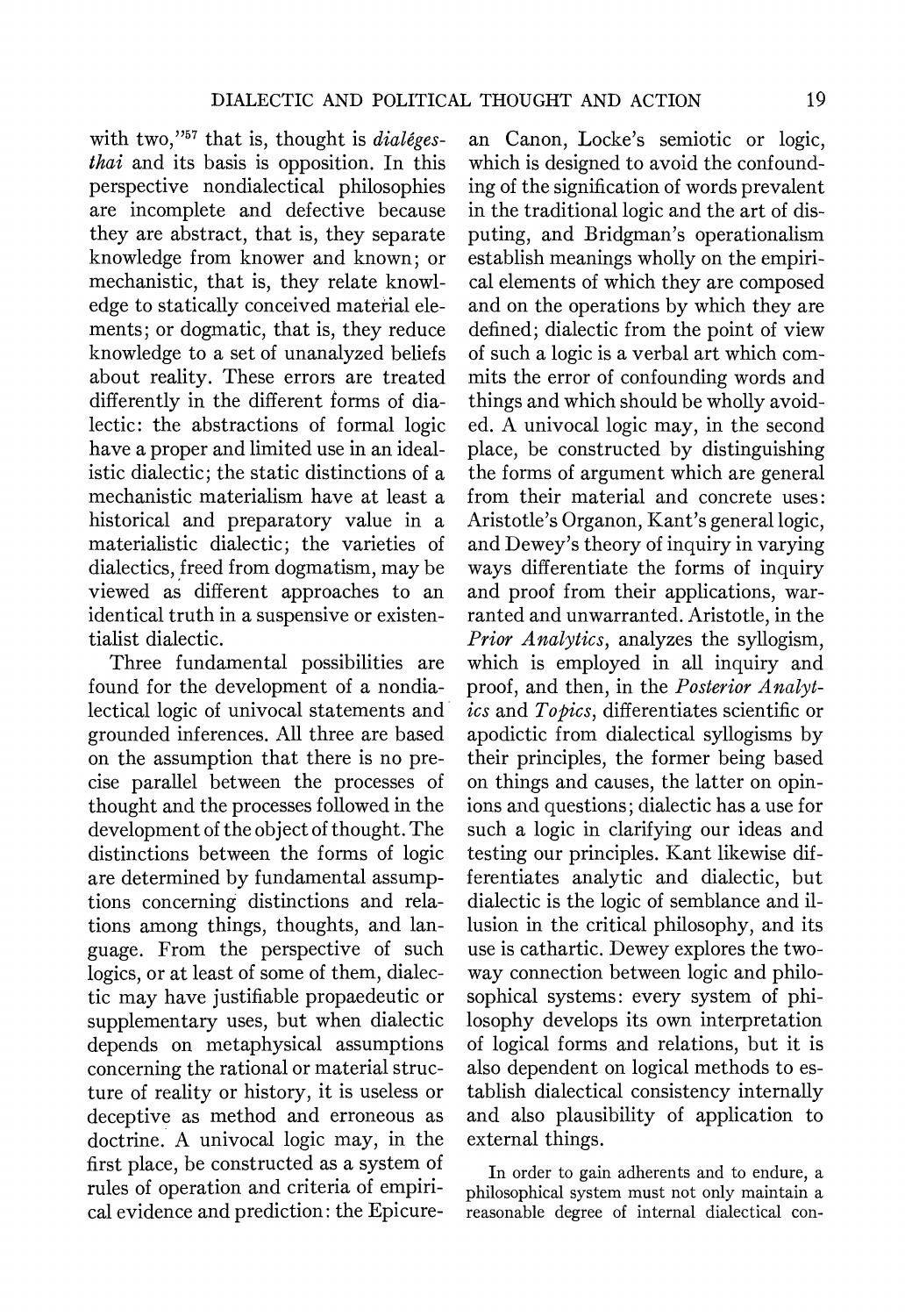with two,"[57] that is, thought is *dialégesthai* and its basis is opposition. In this perspective nondialectical philosophies are incomplete and defective because they are abstract, that is, they separate knowledge from knower and known; or mechanistic, that is, they relate knowledge to statically conceived material elements; or dogmatic, that is, they reduce knowledge to a set of unanalyzed beliefs about reality. These errors are treated differently in the different forms of dialectic: the abstractions of formal logic have a proper and limited use in an idealistic dialectic; the static distinctions of a mechanistic materialism have at least a historical and preparatory value in a materialistic dialectic; the varieties of dialectics, freed from dogmatism, may be viewed as different approaches to an identical truth in a suspensive or existentialist dialectic.

Three fundamental possibilities are found for the development of a nondialectical logic of univocal statements and grounded inferences. All three are based on the assumption that there is no precise parallel between the processes of thought and the processes followed in the development of the object of thought. The distinctions between the forms of logic are determined by fundamental assumptions concerning distinctions and relations among things, thoughts, and language. From the perspective of such logics, or at least of some of them, dialectic may have justifiable propaedeutic or supplementary uses, but when dialectic depends on metaphysical assumptions concerning the rational or material structure of reality or history, it is useless or deceptive as method and erroneous as doctrine. A univocal logic may, in the first place, be constructed as a system of rules of operation and criteria of empirical evidence and prediction: the Epicurean Canon, Locke's semiotic or logic, which is designed to avoid the confounding of the signification of words prevalent in the traditional logic and the art of disputing, and Bridgman's operationalism establish meanings wholly on the empirical elements of which they are composed and on the operations by which they are defined; dialectic from the point of view of such a logic is a verbal art which commits the error of confounding words and things and which should be wholly avoided. A univocal logic may, in the second place, be constructed by distinguishing the forms of argument which are general from their material and concrete uses: Aristotle's Organon, Kant's general logic, and Dewey's theory of inquiry in varying ways differentiate the forms of inquiry and proof from their applications, warranted and unwarranted. Aristotle, in the *Prior Analytics*, analyzes the syllogism, which is employed in all inquiry and proof, and then, in the *Posterior Analytics* and *Topics*, differentiates scientific or apodictic from dialectical syllogisms by their principles, the former being based on things and causes, the latter on opinions and questions; dialectic has a use for such a logic in clarifying our ideas and testing our principles. Kant likewise differentiates analytic and dialectic, but dialectic is the logic of semblance and illusion in the critical philosophy, and its use is cathartic. Dewey explores the two-way connection between logic and philosophical systems: every system of philosophy develops its own interpretation of logical forms and relations, but it is also dependent on logical methods to establish dialectical consistency internally and also plausibility of application to external things.

In order to gain adherents and to endure, a philosophical system must not only maintain a reasonable degree of internal dialectical con-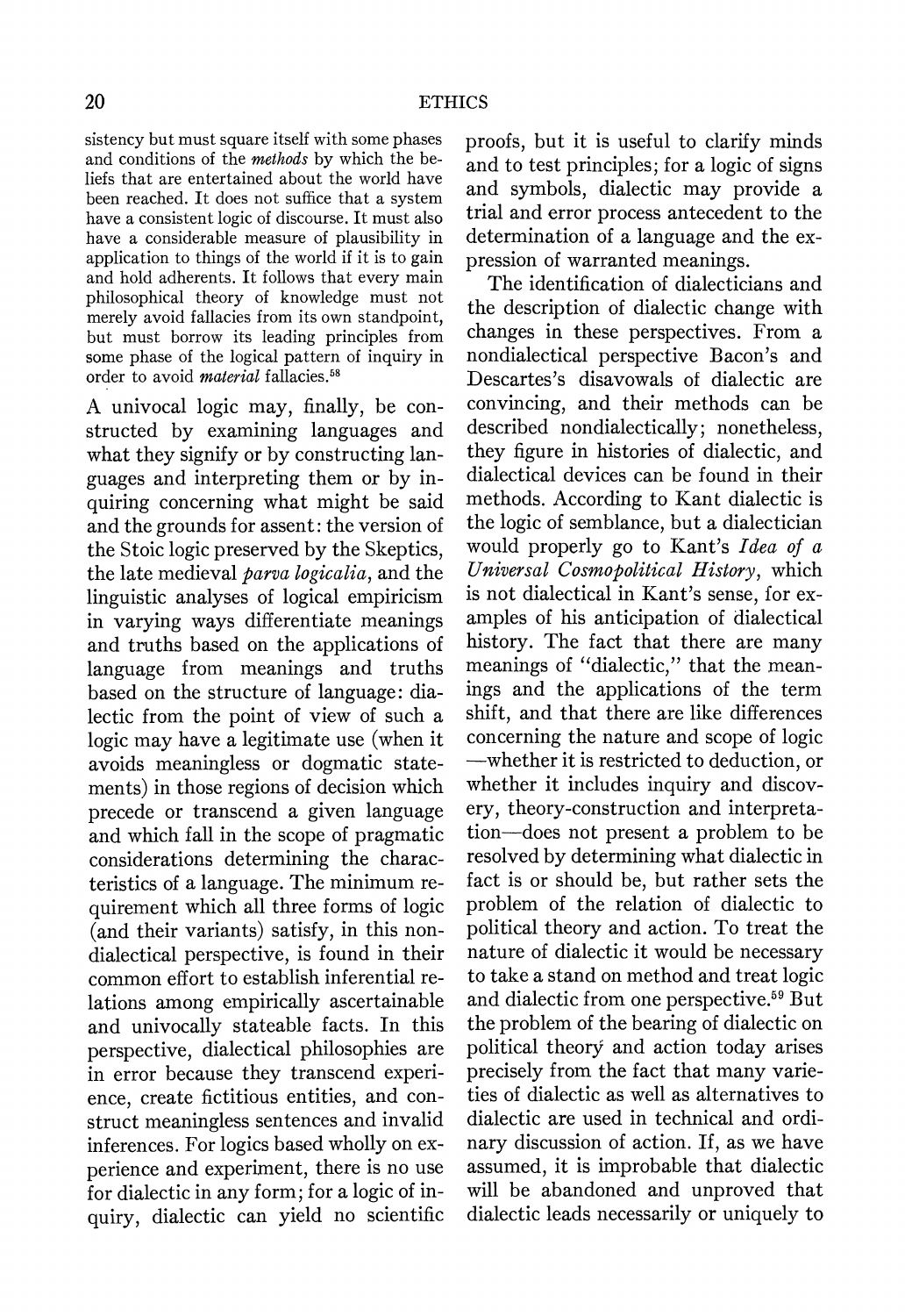sistency but must square itself with some phases and conditions of the *methods* by which the beliefs that are entertained about the world have been reached. It does not suffice that a system have a consistent logic of discourse. It must also have a considerable measure of plausibility in application to things of the world if it is to gain and hold adherents. It follows that every main philosophical theory of knowledge must not merely avoid fallacies from its own standpoint, but must borrow its leading principles from some phase of the logical pattern of inquiry in order to avoid *material* fallacies.[58]

A univocal logic may, finally, be constructed by examining languages and what they signify or by constructing languages and interpreting them or by inquiring concerning what might be said and the grounds for assent: the version of the Stoic logic preserved by the Skeptics, the late medieval *parva logicalia*, and the linguistic analyses of logical empiricism in varying ways differentiate meanings and truths based on the applications of language from meanings and truths based on the structure of language: dialectic from the point of view of such a logic may have a legitimate use (when it avoids meaningless or dogmatic statements) in those regions of decision which precede or transcend a given language and which fall in the scope of pragmatic considerations determining the characteristics of a language. The minimum requirement which all three forms of logic (and their variants) satisfy, in this nondialectical perspective, is found in their common effort to establish inferential relations among empirically ascertainable and univocally stateable facts. In this perspective, dialectical philosophies are in error because they transcend experience, create fictitious entities, and construct meaningless sentences and invalid inferences. For logics based wholly on experience and experiment, there is no use for dialectic in any form; for a logic of inquiry, dialectic can yield no scientific proofs, but it is useful to clarify minds and to test principles; for a logic of signs and symbols, dialectic may provide a trial and error process antecedent to the determination of a language and the expression of warranted meanings.

The identification of dialecticians and the description of dialectic change with changes in these perspectives. From a nondialectical perspective Bacon's and Descartes's disavowals of dialectic are convincing, and their methods can be described nondialectically; nonetheless, they figure in histories of dialectic, and dialectical devices can be found in their methods. According to Kant dialectic is the logic of semblance, but a dialectician would properly go to Kant's *Idea of a Universal Cosmopolitical History*, which is not dialectical in Kant's sense, for examples of his anticipation of dialectical history. The fact that there are many meanings of "dialectic," that the meanings and the applications of the term shift, and that there are like differences concerning the nature and scope of logic —whether it is restricted to deduction, or whether it includes inquiry and discovery, theory-construction and interpretation—does not present a problem to be resolved by determining what dialectic in fact is or should be, but rather sets the problem of the relation of dialectic to political theory and action. To treat the nature of dialectic it would be necessary to take a stand on method and treat logic and dialectic from one perspective.[59] But the problem of the bearing of dialectic on political theory and action today arises precisely from the fact that many varieties of dialectic as well as alternatives to dialectic are used in technical and ordinary discussion of action. If, as we have assumed, it is improbable that dialectic will be abandoned and unproved that dialectic leads necessarily or uniquely to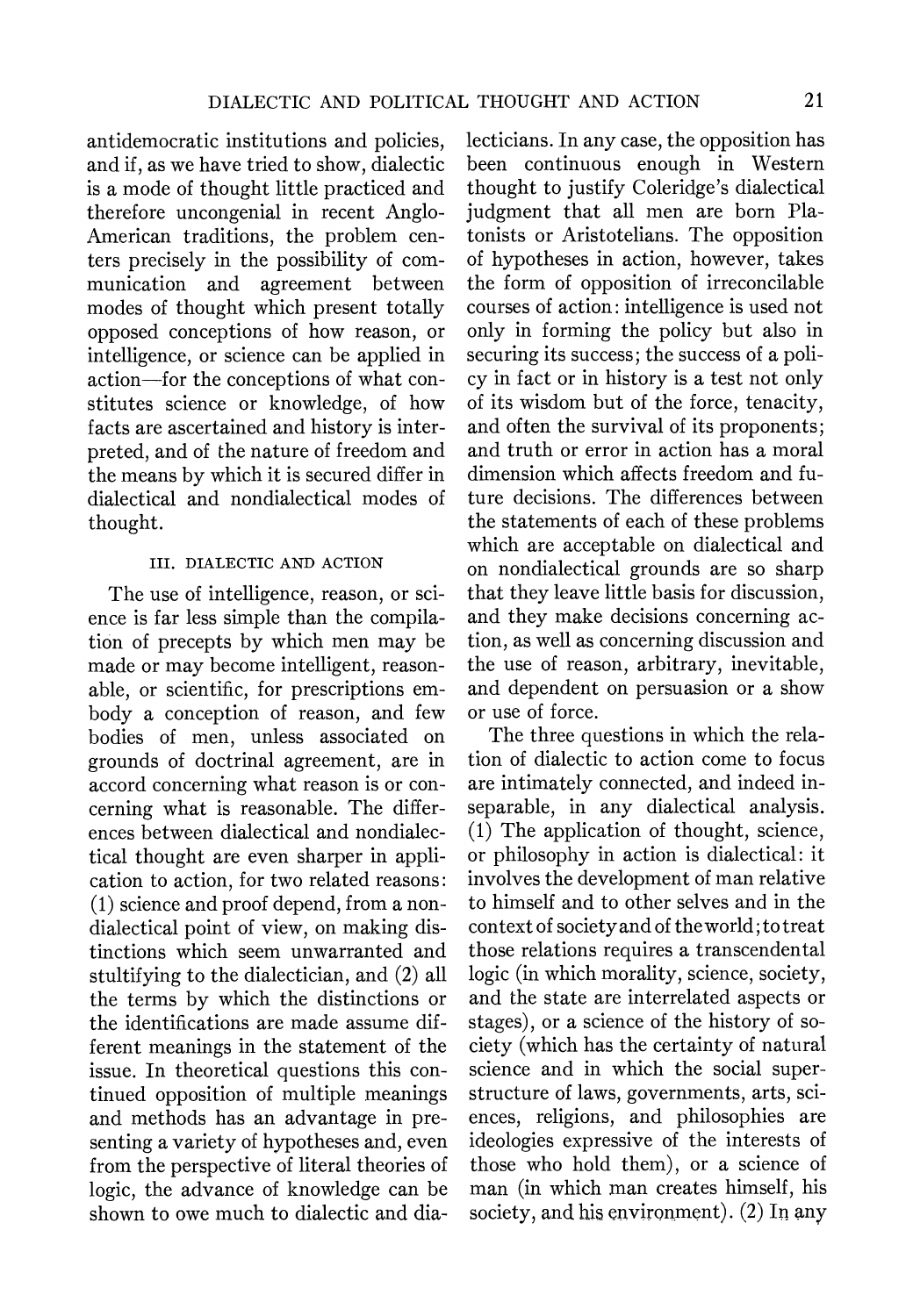antidemocratic institutions and policies, and if, as we have tried to show, dialectic is a mode of thought little practiced and therefore uncongenial in recent Anglo-American traditions, the problem centers precisely in the possibility of communication and agreement between modes of thought which present totally opposed conceptions of how reason, or intelligence, or science can be applied in action—for the conceptions of what constitutes science or knowledge, of how facts are ascertained and history is interpreted, and of the nature of freedom and the means by which it is secured differ in dialectical and nondialectical modes of thought.

### III. DIALECTIC AND ACTION

The use of intelligence, reason, or science is far less simple than the compilation of precepts by which men may be made or may become intelligent, reasonable, or scientific, for prescriptions embody a conception of reason, and few bodies of men, unless associated on grounds of doctrinal agreement, are in accord concerning what reason is or concerning what is reasonable. The differences between dialectical and nondialectical thought are even sharper in application to action, for two related reasons: (1) science and proof depend, from a nondialectical point of view, on making distinctions which seem unwarranted and stultifying to the dialectician, and (2) all the terms by which the distinctions or the identifications are made assume different meanings in the statement of the issue. In theoretical questions this continued opposition of multiple meanings and methods has an advantage in presenting a variety of hypotheses and, even from the perspective of literal theories of logic, the advance of knowledge can be shown to owe much to dialectic and dialecticians. In any case, the opposition has been continuous enough in Western thought to justify Coleridge's dialectical judgment that all men are born Platonists or Aristotelians. The opposition of hypotheses in action, however, takes the form of opposition of irreconcilable courses of action: intelligence is used not only in forming the policy but also in securing its success; the success of a policy in fact or in history is a test not only of its wisdom but of the force, tenacity, and often the survival of its proponents; and truth or error in action has a moral dimension which affects freedom and future decisions. The differences between the statements of each of these problems which are acceptable on dialectical and on nondialectical grounds are so sharp that they leave little basis for discussion, and they make decisions concerning action, as well as concerning discussion and the use of reason, arbitrary, inevitable, and dependent on persuasion or a show or use of force.

The three questions in which the relation of dialectic to action come to focus are intimately connected, and indeed inseparable, in any dialectical analysis. (1) The application of thought, science, or philosophy in action is dialectical: it involves the development of man relative to himself and to other selves and in the context of society and of the world; to treat those relations requires a transcendental logic (in which morality, science, society, and the state are interrelated aspects or stages), or a science of the history of society (which has the certainty of natural science and in which the social superstructure of laws, governments, arts, sciences, religions, and philosophies are ideologies expressive of the interests of those who hold them), or a science of man (in which man creates himself, his society, and his environment). (2) In any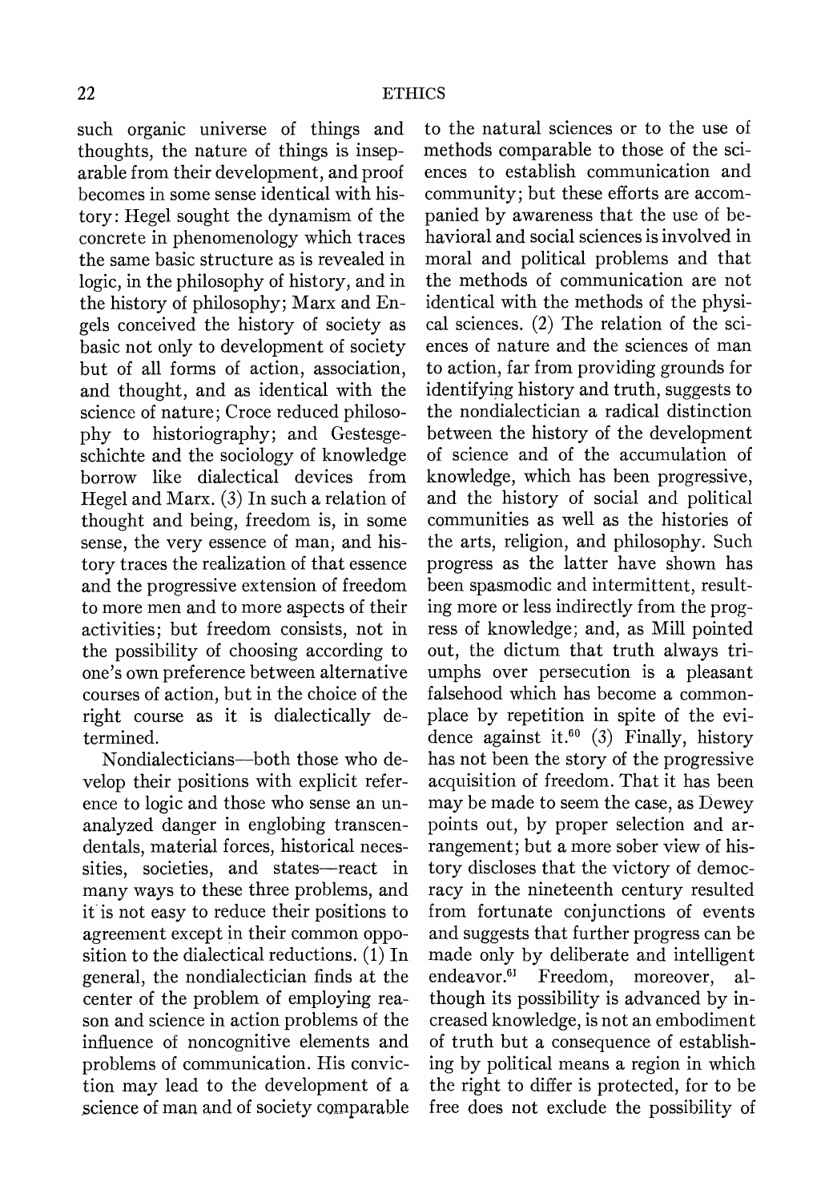such organic universe of things and thoughts, the nature of things is inseparable from their development, and proof becomes in some sense identical with history: Hegel sought the dynamism of the concrete in phenomenology which traces the same basic structure as is revealed in logic, in the philosophy of history, and in the history of philosophy; Marx and Engels conceived the history of society as basic not only to development of society but of all forms of action, association, and thought, and as identical with the science of nature; Croce reduced philosophy to historiography; and Gestesgeschichte and the sociology of knowledge borrow like dialectical devices from Hegel and Marx. (3) In such a relation of thought and being, freedom is, in some sense, the very essence of man, and history traces the realization of that essence and the progressive extension of freedom to more men and to more aspects of their activities; but freedom consists, not in the possibility of choosing according to one's own preference between alternative courses of action, but in the choice of the right course as it is dialectically determined.

Nondialecticians—both those who develop their positions with explicit reference to logic and those who sense an unanalyzed danger in englobing transcendentals, material forces, historical necessities, societies, and states—react in many ways to these three problems, and it is not easy to reduce their positions to agreement except in their common opposition to the dialectical reductions. (1) In general, the nondialectician finds at the center of the problem of employing reason and science in action problems of the influence of noncognitive elements and problems of communication. His conviction may lead to the development of a science of man and of society comparable to the natural sciences or to the use of methods comparable to those of the sciences to establish communication and community; but these efforts are accompanied by awareness that the use of behavioral and social sciences is involved in moral and political problems and that the methods of communication are not identical with the methods of the physical sciences. (2) The relation of the sciences of nature and the sciences of man to action, far from providing grounds for identifying history and truth, suggests to the nondialectician a radical distinction between the history of the development of science and of the accumulation of knowledge, which has been progressive, and the history of social and political communities as well as the histories of the arts, religion, and philosophy. Such progress as the latter have shown has been spasmodic and intermittent, resulting more or less indirectly from the progress of knowledge; and, as Mill pointed out, the dictum that truth always triumphs over persecution is a pleasant falsehood which has become a commonplace by repetition in spite of the evidence against it.[60] (3) Finally, history has not been the story of the progressive acquisition of freedom. That it has been may be made to seem the case, as Dewey points out, by proper selection and arrangement; but a more sober view of history discloses that the victory of democracy in the nineteenth century resulted from fortunate conjunctions of events and suggests that further progress can be made only by deliberate and intelligent endeavor.[61] Freedom, moreover, although its possibility is advanced by increased knowledge, is not an embodiment of truth but a consequence of establishing by political means a region in which the right to differ is protected, for to be free does not exclude the possibility of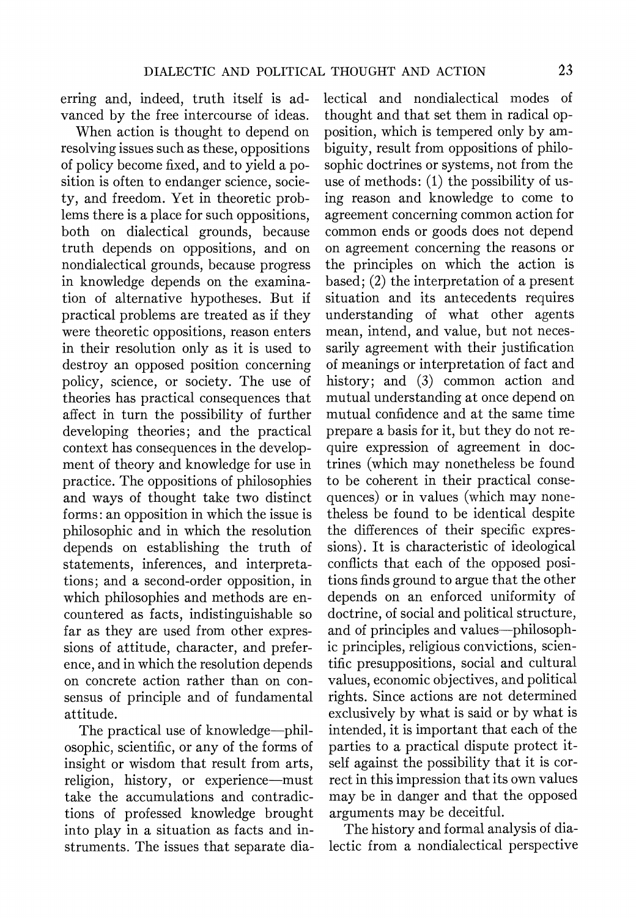erring and, indeed, truth itself is advanced by the free intercourse of ideas.

When action is thought to depend on resolving issues such as these, oppositions of policy become fixed, and to yield a position is often to endanger science, society, and freedom. Yet in theoretic problems there is a place for such oppositions, both on dialectical grounds, because truth depends on oppositions, and on nondialectical grounds, because progress in knowledge depends on the examination of alternative hypotheses. But if practical problems are treated as if they were theoretic oppositions, reason enters in their resolution only as it is used to destroy an opposed position concerning policy, science, or society. The use of theories has practical consequences that affect in turn the possibility of further developing theories; and the practical context has consequences in the development of theory and knowledge for use in practice. The oppositions of philosophies and ways of thought take two distinct forms: an opposition in which the issue is philosophic and in which the resolution depends on establishing the truth of statements, inferences, and interpretations; and a second-order opposition, in which philosophies and methods are encountered as facts, indistinguishable so far as they are used from other expressions of attitude, character, and preference, and in which the resolution depends on concrete action rather than on consensus of principle and of fundamental attitude.

The practical use of knowledge—philosophic, scientific, or any of the forms of insight or wisdom that result from arts, religion, history, or experience—must take the accumulations and contradictions of professed knowledge brought into play in a situation as facts and instruments. The issues that separate dialectical and nondialectical modes of thought and that set them in radical opposition, which is tempered only by ambiguity, result from oppositions of philosophic doctrines or systems, not from the use of methods: (1) the possibility of using reason and knowledge to come to agreement concerning common action for common ends or goods does not depend on agreement concerning the reasons or the principles on which the action is based; (2) the interpretation of a present situation and its antecedents requires understanding of what other agents mean, intend, and value, but not necessarily agreement with their justification of meanings or interpretation of fact and history; and (3) common action and mutual understanding at once depend on mutual confidence and at the same time prepare a basis for it, but they do not require expression of agreement in doctrines (which may nonetheless be found to be coherent in their practical consequences) or in values (which may nonetheless be found to be identical despite the differences of their specific expressions). It is characteristic of ideological conflicts that each of the opposed positions finds ground to argue that the other depends on an enforced uniformity of doctrine, of social and political structure, and of principles and values—philosophic principles, religious convictions, scientific presuppositions, social and cultural values, economic objectives, and political rights. Since actions are not determined exclusively by what is said or by what is intended, it is important that each of the parties to a practical dispute protect itself against the possibility that it is correct in this impression that its own values may be in danger and that the opposed arguments may be deceitful.

The history and formal analysis of dialectic from a nondialectical perspective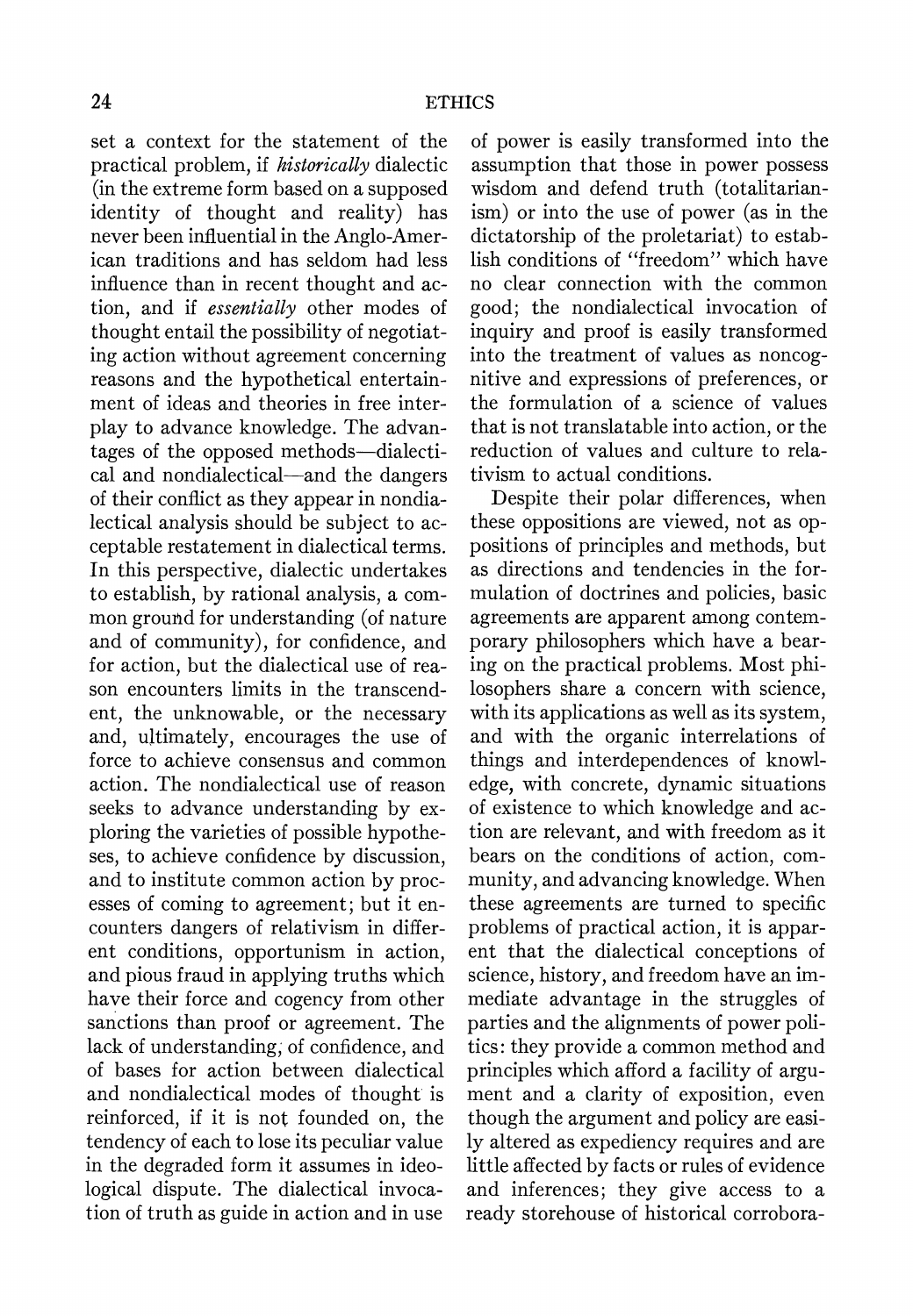set a context for the statement of the practical problem, if *historically* dialectic (in the extreme form based on a supposed identity of thought and reality) has never been influential in the Anglo-American traditions and has seldom had less influence than in recent thought and action, and if *essentially* other modes of thought entail the possibility of negotiating action without agreement concerning reasons and the hypothetical entertainment of ideas and theories in free interplay to advance knowledge. The advantages of the opposed methods—dialectical and nondialectical—and the dangers of their conflict as they appear in nondialectical analysis should be subject to acceptable restatement in dialectical terms. In this perspective, dialectic undertakes to establish, by rational analysis, a common ground for understanding (of nature and of community), for confidence, and for action, but the dialectical use of reason encounters limits in the transcendent, the unknowable, or the necessary and, ultimately, encourages the use of force to achieve consensus and common action. The nondialectical use of reason seeks to advance understanding by exploring the varieties of possible hypotheses, to achieve confidence by discussion, and to institute common action by processes of coming to agreement; but it encounters dangers of relativism in different conditions, opportunism in action, and pious fraud in applying truths which have their force and cogency from other sanctions than proof or agreement. The lack of understanding, of confidence, and of bases for action between dialectical and nondialectical modes of thought is reinforced, if it is not founded on, the tendency of each to lose its peculiar value in the degraded form it assumes in ideological dispute. The dialectical invocation of truth as guide in action and in use of power is easily transformed into the assumption that those in power possess wisdom and defend truth (totalitarianism) or into the use of power (as in the dictatorship of the proletariat) to establish conditions of "freedom" which have no clear connection with the common good; the nondialectical invocation of inquiry and proof is easily transformed into the treatment of values as noncognitive and expressions of preferences, or the formulation of a science of values that is not translatable into action, or the reduction of values and culture to relativism to actual conditions.

Despite their polar differences, when these oppositions are viewed, not as oppositions of principles and methods, but as directions and tendencies in the formulation of doctrines and policies, basic agreements are apparent among contemporary philosophers which have a bearing on the practical problems. Most philosophers share a concern with science, with its applications as well as its system, and with the organic interrelations of things and interdependences of knowledge, with concrete, dynamic situations of existence to which knowledge and action are relevant, and with freedom as it bears on the conditions of action, community, and advancing knowledge. When these agreements are turned to specific problems of practical action, it is apparent that the dialectical conceptions of science, history, and freedom have an immediate advantage in the struggles of parties and the alignments of power politics: they provide a common method and principles which afford a facility of argument and a clarity of exposition, even though the argument and policy are easily altered as expediency requires and are little affected by facts or rules of evidence and inferences; they give access to a ready storehouse of historical corrobora-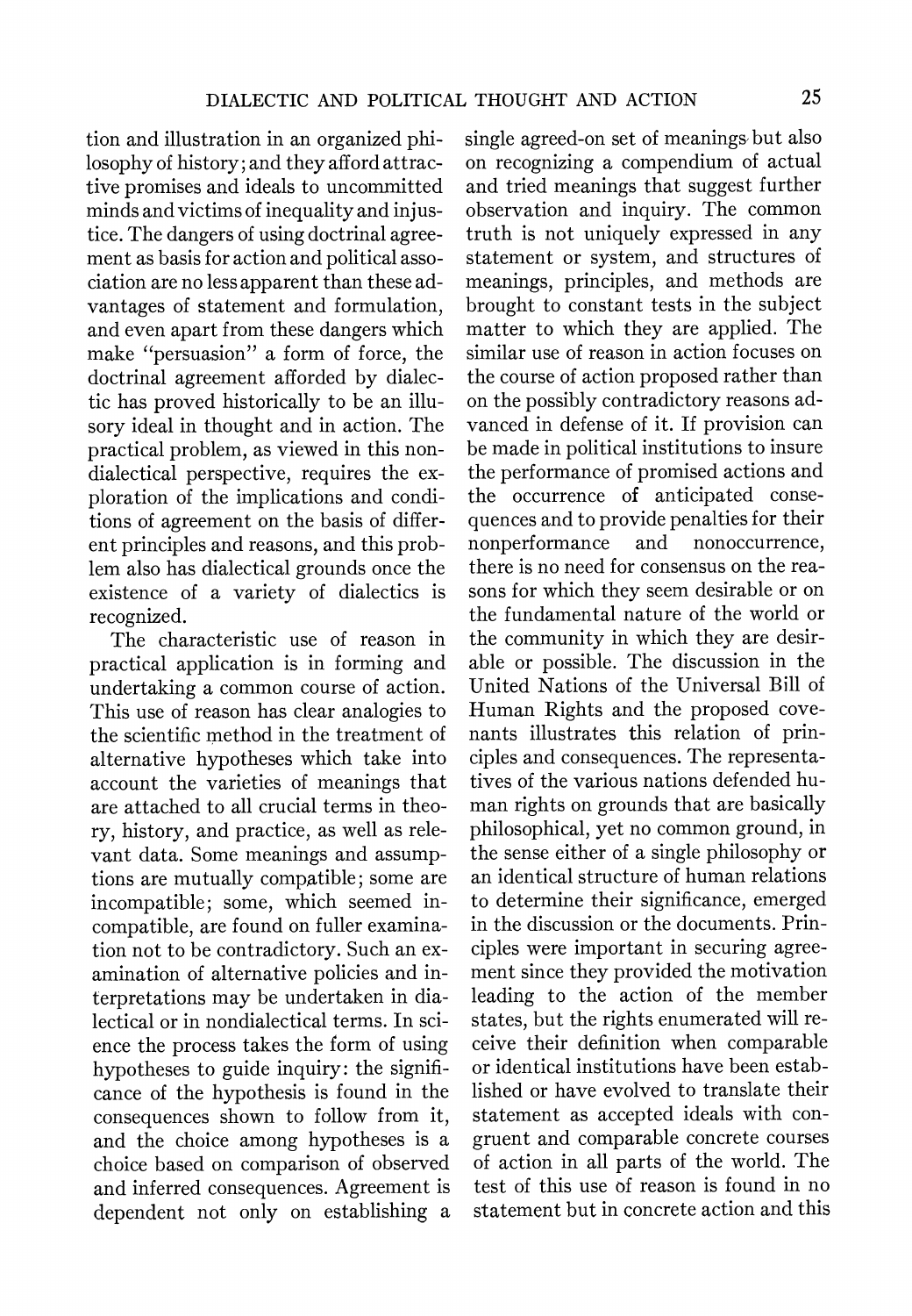tion and illustration in an organized philosophy of history; and they afford attractive promises and ideals to uncommitted minds and victims of inequality and injustice. The dangers of using doctrinal agreement as basis for action and political association are no less apparent than these advantages of statement and formulation, and even apart from these dangers which make "persuasion" a form of force, the doctrinal agreement afforded by dialectic has proved historically to be an illusory ideal in thought and in action. The practical problem, as viewed in this nondialectical perspective, requires the exploration of the implications and conditions of agreement on the basis of different principles and reasons, and this problem also has dialectical grounds once the existence of a variety of dialectics is recognized.

The characteristic use of reason in practical application is in forming and undertaking a common course of action. This use of reason has clear analogies to the scientific method in the treatment of alternative hypotheses which take into account the varieties of meanings that are attached to all crucial terms in theory, history, and practice, as well as relevant data. Some meanings and assumptions are mutually compatible; some are incompatible; some, which seemed incompatible, are found on fuller examination not to be contradictory. Such an examination of alternative policies and interpretations may be undertaken in dialectical or in nondialectical terms. In science the process takes the form of using hypotheses to guide inquiry: the significance of the hypothesis is found in the consequences shown to follow from it, and the choice among hypotheses is a choice based on comparison of observed and inferred consequences. Agreement is dependent not only on establishing a single agreed-on set of meanings but also on recognizing a compendium of actual and tried meanings that suggest further observation and inquiry. The common truth is not uniquely expressed in any statement or system, and structures of meanings, principles, and methods are brought to constant tests in the subject matter to which they are applied. The similar use of reason in action focuses on the course of action proposed rather than on the possibly contradictory reasons advanced in defense of it. If provision can be made in political institutions to insure the performance of promised actions and the occurrence of anticipated consequences and to provide penalties for their nonperformance and nonoccurrence, there is no need for consensus on the reasons for which they seem desirable or on the fundamental nature of the world or the community in which they are desirable or possible. The discussion in the United Nations of the Universal Bill of Human Rights and the proposed covenants illustrates this relation of principles and consequences. The representatives of the various nations defended human rights on grounds that are basically philosophical, yet no common ground, in the sense either of a single philosophy or an identical structure of human relations to determine their significance, emerged in the discussion or the documents. Principles were important in securing agreement since they provided the motivation leading to the action of the member states, but the rights enumerated will receive their definition when comparable or identical institutions have been established or have evolved to translate their statement as accepted ideals with congruent and comparable concrete courses of action in all parts of the world. The test of this use of reason is found in no statement but in concrete action and this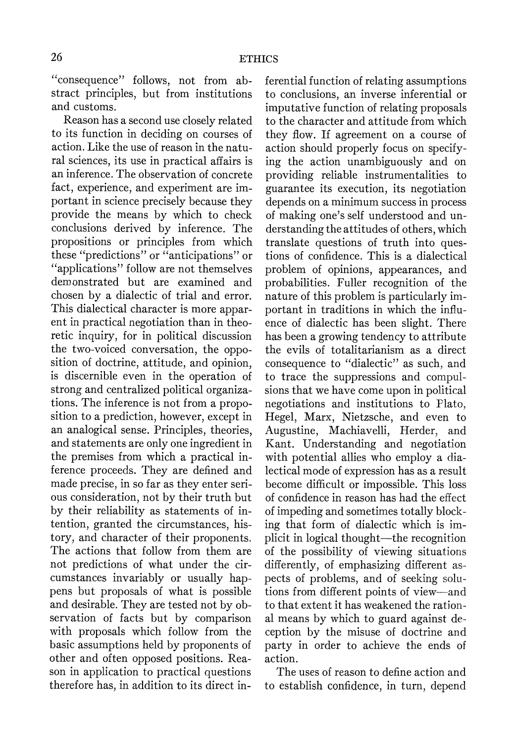"consequence" follows, not from abstract principles, but from institutions and customs.

Reason has a second use closely related to its function in deciding on courses of action. Like the use of reason in the natural sciences, its use in practical affairs is an inference. The observation of concrete fact, experience, and experiment are important in science precisely because they provide the means by which to check conclusions derived by inference. The propositions or principles from which these "predictions" or "anticipations" or "applications" follow are not themselves demonstrated but are examined and chosen by a dialectic of trial and error. This dialectical character is more apparent in practical negotiation than in theoretic inquiry, for in political discussion the two-voiced conversation, the opposition of doctrine, attitude, and opinion, is discernible even in the operation of strong and centralized political organizations. The inference is not from a proposition to a prediction, however, except in an analogical sense. Principles, theories, and statements are only one ingredient in the premises from which a practical inference proceeds. They are defined and made precise, in so far as they enter serious consideration, not by their truth but by their reliability as statements of intention, granted the circumstances, history, and character of their proponents. The actions that follow from them are not predictions of what under the circumstances invariably or usually happens but proposals of what is possible and desirable. They are tested not by observation of facts but by comparison with proposals which follow from the basic assumptions held by proponents of other and often opposed positions. Reason in application to practical questions therefore has, in addition to its direct inferential function of relating assumptions to conclusions, an inverse inferential or imputative function of relating proposals to the character and attitude from which they flow. If agreement on a course of action should properly focus on specifying the action unambiguously and on providing reliable instrumentalities to guarantee its execution, its negotiation depends on a minimum success in process of making one's self understood and understanding the attitudes of others, which translate questions of truth into questions of confidence. This is a dialectical problem of opinions, appearances, and probabilities. Fuller recognition of the nature of this problem is particularly important in traditions in which the influence of dialectic has been slight. There has been a growing tendency to attribute the evils of totalitarianism as a direct consequence to "dialectic" as such, and to trace the suppressions and compulsions that we have come upon in political negotiations and institutions to Plato, Hegel, Marx, Nietzsche, and even to Augustine, Machiavelli, Herder, and Kant. Understanding and negotiation with potential allies who employ a dialectical mode of expression has as a result become difficult or impossible. This loss of confidence in reason has had the effect of impeding and sometimes totally blocking that form of dialectic which is implicit in logical thought—the recognition of the possibility of viewing situations differently, of emphasizing different aspects of problems, and of seeking solutions from different points of view—and to that extent it has weakened the rational means by which to guard against deception by the misuse of doctrine and party in order to achieve the ends of action.

The uses of reason to define action and to establish confidence, in turn, depend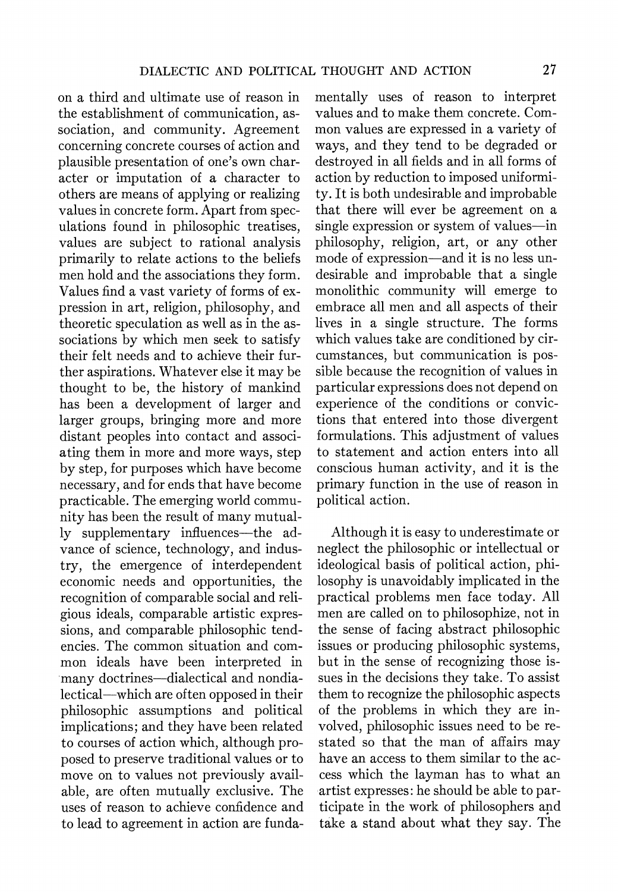on a third and ultimate use of reason in the establishment of communication, association, and community. Agreement concerning concrete courses of action and plausible presentation of one's own character or imputation of a character to others are means of applying or realizing values in concrete form. Apart from speculations found in philosophic treatises, values are subject to rational analysis primarily to relate actions to the beliefs men hold and the associations they form. Values find a vast variety of forms of expression in art, religion, philosophy, and theoretic speculation as well as in the associations by which men seek to satisfy their felt needs and to achieve their further aspirations. Whatever else it may be thought to be, the history of mankind has been a development of larger and larger groups, bringing more and more distant peoples into contact and associating them in more and more ways, step by step, for purposes which have become necessary, and for ends that have become practicable. The emerging world community has been the result of many mutually supplementary influences—the advance of science, technology, and industry, the emergence of interdependent economic needs and opportunities, the recognition of comparable social and religious ideals, comparable artistic expressions, and comparable philosophic tendencies. The common situation and common ideals have been interpreted in many doctrines—dialectical and nondialectical—which are often opposed in their philosophic assumptions and political implications; and they have been related to courses of action which, although proposed to preserve traditional values or to move on to values not previously available, are often mutually exclusive. The uses of reason to achieve confidence and to lead to agreement in action are fundamentally uses of reason to interpret values and to make them concrete. Common values are expressed in a variety of ways, and they tend to be degraded or destroyed in all fields and in all forms of action by reduction to imposed uniformity. It is both undesirable and improbable that there will ever be agreement on a single expression or system of values—in philosophy, religion, art, or any other mode of expression—and it is no less undesirable and improbable that a single monolithic community will emerge to embrace all men and all aspects of their lives in a single structure. The forms which values take are conditioned by circumstances, but communication is possible because the recognition of values in particular expressions does not depend on experience of the conditions or convictions that entered into those divergent formulations. This adjustment of values to statement and action enters into all conscious human activity, and it is the primary function in the use of reason in political action.

Although it is easy to underestimate or neglect the philosophic or intellectual or ideological basis of political action, philosophy is unavoidably implicated in the practical problems men face today. All men are called on to philosophize, not in the sense of facing abstract philosophic issues or producing philosophic systems, but in the sense of recognizing those issues in the decisions they take. To assist them to recognize the philosophic aspects of the problems in which they are involved, philosophic issues need to be restated so that the man of affairs may have an access to them similar to the access which the layman has to what an artist expresses: he should be able to participate in the work of philosophers and take a stand about what they say. The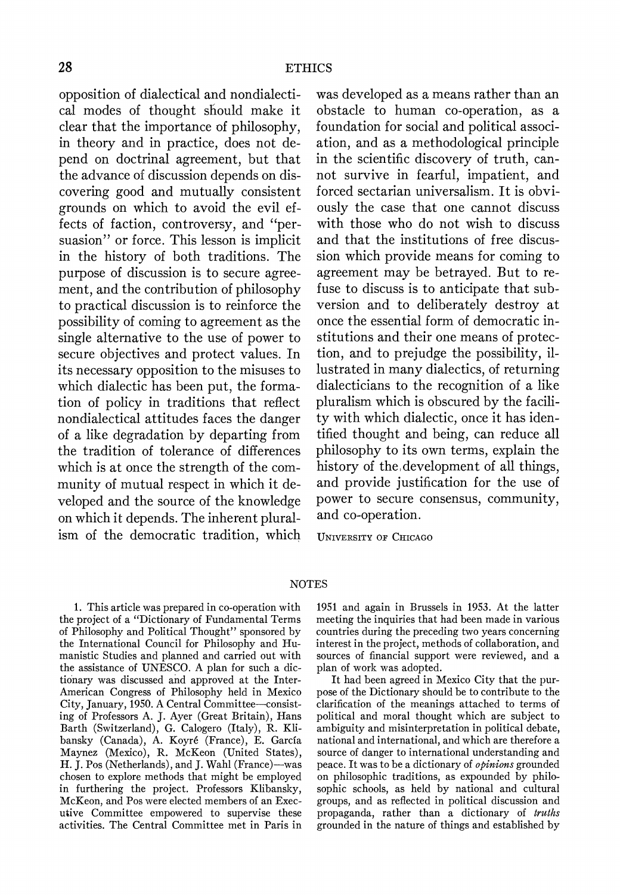opposition of dialectical and nondialectical modes of thought should make it clear that the importance of philosophy, in theory and in practice, does not depend on doctrinal agreement, but that the advance of discussion depends on discovering good and mutually consistent grounds on which to avoid the evil effects of faction, controversy, and "persuasion" or force. This lesson is implicit in the history of both traditions. The purpose of discussion is to secure agreement, and the contribution of philosophy to practical discussion is to reinforce the possibility of coming to agreement as the single alternative to the use of power to secure objectives and protect values. In its necessary opposition to the misuses to which dialectic has been put, the formation of policy in traditions that reflect nondialectical attitudes faces the danger of a like degradation by departing from the tradition of tolerance of differences which is at once the strength of the community of mutual respect in which it developed and the source of the knowledge on which it depends. The inherent pluralism of the democratic tradition, which was developed as a means rather than an obstacle to human co-operation, as a foundation for social and political association, and as a methodological principle in the scientific discovery of truth, cannot survive in fearful, impatient, and forced sectarian universalism. It is obviously the case that one cannot discuss with those who do not wish to discuss and that the institutions of free discussion which provide means for coming to agreement may be betrayed. But to refuse to discuss is to anticipate that subversion and to deliberately destroy at once the essential form of democratic institutions and their one means of protection, and to prejudge the possibility, illustrated in many dialectics, of returning dialecticians to the recognition of a like pluralism which is obscured by the facility with which dialectic, once it has identified thought and being, can reduce all philosophy to its own terms, explain the history of the development of all things, and provide justification for the use of power to secure consensus, community, and co-operation.

University of Chicago

## NOTES

1. This article was prepared in co-operation with the project of a "Dictionary of Fundamental Terms of Philosophy and Political Thought" sponsored by the International Council for Philosophy and Humanistic Studies and planned and carried out with the assistance of UNESCO. A plan for such a dictionary was discussed and approved at the Inter-American Congress of Philosophy held in Mexico City, January, 1950. A Central Committee—consisting of Professors A. J. Ayer (Great Britain), Hans Barth (Switzerland), G. Calogero (Italy), R. Klibansky (Canada), A. Koyré (France), E. García Maynez (Mexico), R. McKeon (United States), H. J. Pos (Netherlands), and J. Wahl (France)—was chosen to explore methods that might be employed in furthering the project. Professors Klibansky, McKeon, and Pos were elected members of an Executive Committee empowered to supervise these activities. The Central Committee met in Paris in 1951 and again in Brussels in 1953. At the latter meeting the inquiries that had been made in various countries during the preceding two years concerning interest in the project, methods of collaboration, and sources of financial support were reviewed, and a plan of work was adopted.

It had been agreed in Mexico City that the purpose of the Dictionary should be to contribute to the clarification of the meanings attached to terms of political and moral thought which are subject to ambiguity and misinterpretation in political debate, national and international, and which are therefore a source of danger to international understanding and peace. It was to be a dictionary of *opinions* grounded on philosophic traditions, as expounded by philosophic schools, as held by national and cultural groups, and as reflected in political discussion and propaganda, rather than a dictionary of *truths* grounded in the nature of things and established by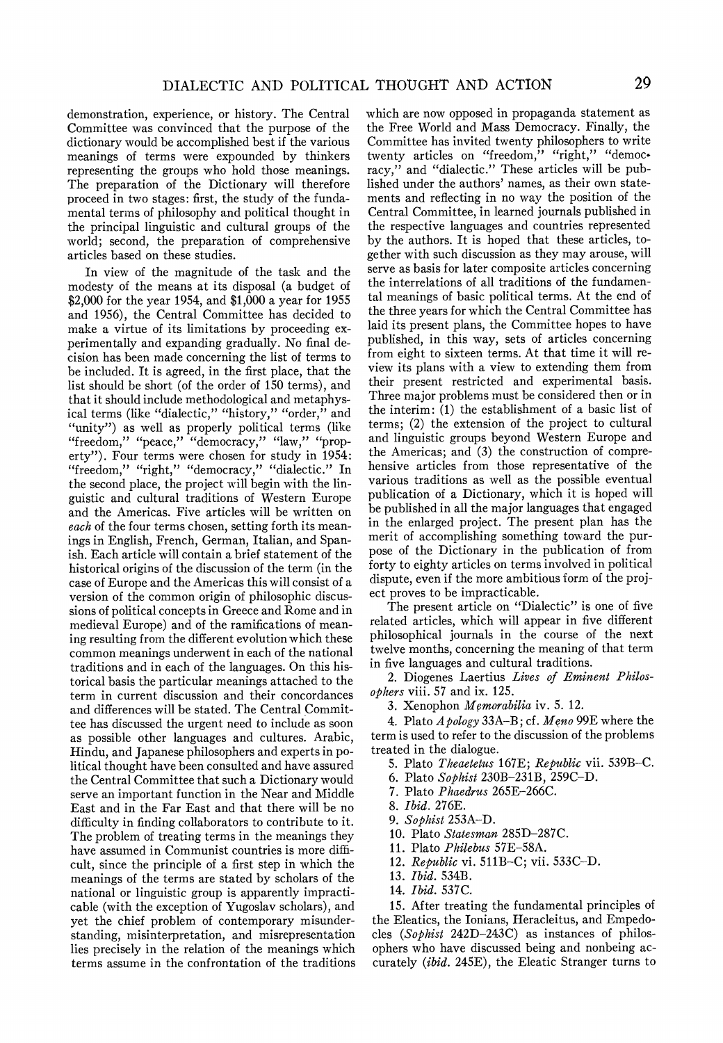demonstration, experience, or history. The Central Committee was convinced that the purpose of the dictionary would be accomplished best if the various meanings of terms were expounded by thinkers representing the groups who hold those meanings. The preparation of the Dictionary will therefore proceed in two stages: first, the study of the fundamental terms of philosophy and political thought in the principal linguistic and cultural groups of the world; second, the preparation of comprehensive articles based on these studies.

In view of the magnitude of the task and the modesty of the means at its disposal (a budget of $2,000 for the year 1954, and $1,000 a year for 1955 and 1956), the Central Committee has decided to make a virtue of its limitations by proceeding experimentally and expanding gradually. No final decision has been made concerning the list of terms to be included. It is agreed, in the first place, that the list should be short (of the order of 150 terms), and that it should include methodological and metaphysical terms (like "dialectic," "history," "order," and "unity") as well as properly political terms (like "freedom," "peace," "democracy," "law," "property"). Four terms were chosen for study in 1954: "freedom," "right," "democracy," "dialectic." In the second place, the project will begin with the linguistic and cultural traditions of Western Europe and the Americas. Five articles will be written on *each* of the four terms chosen, setting forth its meanings in English, French, German, Italian, and Spanish. Each article will contain a brief statement of the historical origins of the discussion of the term (in the case of Europe and the Americas this will consist of a version of the common origin of philosophic discussions of political concepts in Greece and Rome and in medieval Europe) and of the ramifications of meaning resulting from the different evolution which these common meanings underwent in each of the national traditions and in each of the languages. On this historical basis the particular meanings attached to the term in current discussion and their concordances and differences will be stated. The Central Committee has discussed the urgent need to include as soon as possible other languages and cultures. Arabic, Hindu, and Japanese philosophers and experts in political thought have been consulted and have assured the Central Committee that such a Dictionary would serve an important function in the Near and Middle East and in the Far East and that there will be no difficulty in finding collaborators to contribute to it. The problem of treating terms in the meanings they have assumed in Communist countries is more difficult, since the principle of a first step in which the meanings of the terms are stated by scholars of the national or linguistic group is apparently impracticable (with the exception of Yugoslav scholars), and yet the chief problem of contemporary misunderstanding, misinterpretation, and misrepresentation lies precisely in the relation of the meanings which terms assume in the confrontation of the traditions which are now opposed in propaganda statement as the Free World and Mass Democracy. Finally, the Committee has invited twenty philosophers to write twenty articles on "freedom," "right," "democracy," and "dialectic." These articles will be published under the authors' names, as their own statements and reflecting in no way the position of the Central Committee, in learned journals published in the respective languages and countries represented by the authors. It is hoped that these articles, together with such discussion as they may arouse, will serve as basis for later composite articles concerning the interrelations of all traditions of the fundamental meanings of basic political terms. At the end of the three years for which the Central Committee has laid its present plans, the Committee hopes to have published, in this way, sets of articles concerning from eight to sixteen terms. At that time it will review its plans with a view to extending them from their present restricted and experimental basis. Three major problems must be considered then or in the interim: (1) the establishment of a basic list of terms; (2) the extension of the project to cultural and linguistic groups beyond Western Europe and the Americas; and (3) the construction of comprehensive articles from those representative of the various traditions as well as the possible eventual publication of a Dictionary, which it is hoped will be published in all the major languages that engaged in the enlarged project. The present plan has the merit of accomplishing something toward the purpose of the Dictionary in the publication of from forty to eighty articles on terms involved in political dispute, even if the more ambitious form of the project proves to be impracticable.

The present article on "Dialectic" is one of five related articles, which will appear in five different philosophical journals in the course of the next twelve months, concerning the meaning of that term in five languages and cultural traditions.

2. Diogenes Laertius *Lives of Eminent Philosophers* viii. 57 and ix. 125.

3. Xenophon *Memorabilia* iv. 5. 12.

4. Plato *Apology* 33A–B; cf. *Meno* 99E where the term is used to refer to the discussion of the problems treated in the dialogue.

5. Plato *Theaetetus* 167E; *Republic* vii. 539B–C.

6. Plato *Sophist* 230B–231B, 259C–D.

7. Plato *Phaedrus* 265E–266C.

8. *Ibid.* 276E.

9. *Sophist* 253A–D.

10. Plato *Statesman* 285D–287C.

11. Plato *Philebus* 57E–58A.

12. *Republic* vi. 511B–C; vii. 533C–D.

13. *Ibid.* 534B.

14. *Ibid.* 537C.

15. After treating the fundamental principles of the Eleatics, the Ionians, Heracleitus, and Empedocles (*Sophist* 242D–243C) as instances of philosophers who have discussed being and nonbeing accurately (*ibid.* 245E), the Eleatic Stranger turns to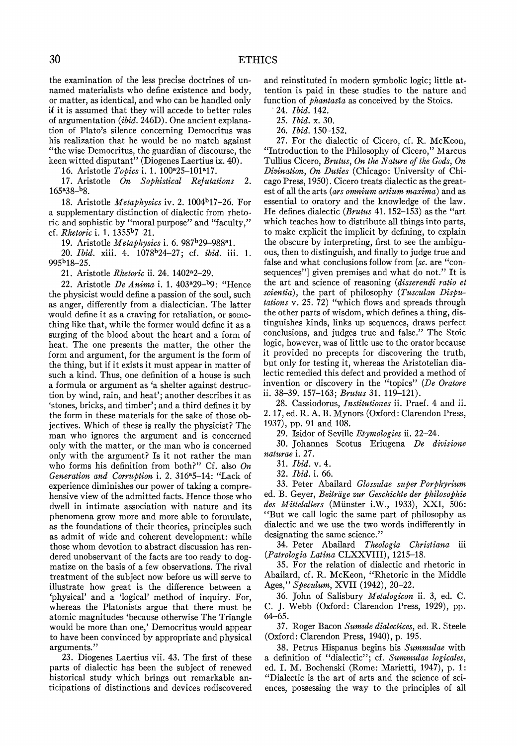the examination of the less precise doctrines of unnamed materialists who define existence and body, or matter, as identical, and who can be handled only if it is assumed that they will accede to better rules of argumentation (*ibid.* 246D). One ancient explanation of Plato's silence concerning Democritus was his realization that he would be no match against "the wise Democritus, the guardian of discourse, the keen witted disputant" (Diogenes Laertius ix. 40).

16. Aristotle *Topics* i. 1. 100a25–101a17.

17. Aristotle *On Sophistical Refutations* 2. 165a38–b8.

18. Aristotle *Metaphysics* iv. 2. 1004b17–26. For a supplementary distinction of dialectic from rhetoric and sophistic by "moral purpose" and "faculty," cf. *Rhetoric* i. 1. 1355b7–21.

19. Aristotle *Metaphysics* i. 6. 987b29–988a1.

20. *Ibid.* xiii. 4. 1078b24–27; cf. *ibid.* iii. 1. 995b18–25.

21. Aristotle *Rhetoric* ii. 24. 1402a2–29.

22. Aristotle *De Anima* i. 1. 403a29–b9: "Hence the physicist would define a passion of the soul, such as anger, differently from a dialectician. The latter would define it as a craving for retaliation, or something like that, while the former would define it as a surging of the blood about the heart and a form of heat. The one presents the matter, the other the form and argument, for the argument is the form of the thing, but if it exists it must appear in matter of such a kind. Thus, one definition of a house is such a formula or argument as 'a shelter against destruction by wind, rain, and heat'; another describes it as 'stones, bricks, and timber'; and a third defines it by the form in these materials for the sake of those objectives. Which of these is really the physicist? The man who ignores the argument and is concerned only with the matter, or the man who is concerned only with the argument? Is it not rather the man who forms his definition from both?" Cf. also *On Generation and Corruption* i. 2. 316a5–14: "Lack of experience diminishes our power of taking a comprehensive view of the admitted facts. Hence those who dwell in intimate association with nature and its phenomena grow more and more able to formulate, as the foundations of their theories, principles such as admit of wide and coherent development: while those whom devotion to abstract discussion has rendered unobservant of the facts are too ready to dogmatize on the basis of a few observations. The rival treatment of the subject now before us will serve to illustrate how great is the difference between a 'physical' and a 'logical' method of inquiry. For, whereas the Platonists argue that there must be atomic magnitudes 'because otherwise The Triangle would be more than one,' Democritus would appear to have been convinced by appropriate and physical arguments."

23. Diogenes Laertius vii. 43. The first of these parts of dialectic has been the subject of renewed historical study which brings out remarkable anticipations of distinctions and devices rediscovered and reinstituted in modern symbolic logic; little attention is paid in these studies to the nature and function of *phantasia* as conceived by the Stoics.

24. *Ibid.* 142.

25. *Ibid.* x. 30.

26. *Ibid.* 150–152.

27. For the dialectic of Cicero, cf. R. McKeon, "Introduction to the Philosophy of Cicero," Marcus Tullius Cicero, *Brutus, On the Nature of the Gods, On Divination, On Duties* (Chicago: University of Chicago Press, 1950). Cicero treats dialectic as the greatest of all the arts (*ars omnium artium maxima*) and as essential to oratory and the knowledge of the law. He defines dialectic (*Brutus* 41. 152–153) as the "art which teaches how to distribute all things into parts, to make explicit the implicit by defining, to explain the obscure by interpreting, first to see the ambiguous, then to distinguish, and finally to judge true and false and what conclusions follow from [*sc.* are "consequences"] given premises and what do not." It is the art and science of reasoning (*disserendi ratio et scientia*), the part of philosophy (*Tusculan Disputations* v. 25. 72) "which flows and spreads through the other parts of wisdom, which defines a thing, distinguishes kinds, links up sequences, draws perfect conclusions, and judges true and false." The Stoic logic, however, was of little use to the orator because it provided no precepts for discovering the truth, but only for testing it, whereas the Aristotelian dialectic remedied this defect and provided a method of invention or discovery in the "topics" (*De Oratore* ii. 38–39. 157–163; *Brutus* 31. 119–121).

28. Cassiodorus, *Institutiones* ii. Praef. 4 and ii. 2. 17, ed. R. A. B. Mynors (Oxford: Clarendon Press, 1937), pp. 91 and 108.

29. Isidor of Seville *Etymologies* ii. 22–24.

30. Johannes Scotus Eriugena *De divisione naturae* i. 27.

31. *Ibid.* v. 4.

32. *Ibid.* i. 66.

33. Peter Abailard *Glossulae super Porphyrium* ed. B. Geyer, *Beiträge zur Geschichte der philosophie des Mittelalters* (Münster i.W., 1933), XXI, 506: "But we call logic the same part of philosophy as dialectic and we use the two words indifferently in designating the same science."

34. Peter Abailard *Theologia Christiana* iii (*Patrologia Latina* CLXXVIII), 1215–18.

35. For the relation of dialectic and rhetoric in Abailard, cf. R. McKeon, "Rhetoric in the Middle Ages," *Speculum*, XVII (1942), 20–22.

36. John of Salisbury *Metalogicon* ii. 3, ed. C. C. J. Webb (Oxford: Clarendon Press, 1929), pp. 64–65.

37. Roger Bacon *Sumule dialectices*, ed. R. Steele (Oxford: Clarendon Press, 1940), p. 195.

38. Petrus Hispanus begins his *Summulae* with a definition of "dialectic"; cf. *Summulae logicales*, ed. I. M. Bochenski (Rome: Marietti, 1947), p. 1: "Dialectic is the art of arts and the science of sciences, possessing the way to the principles of all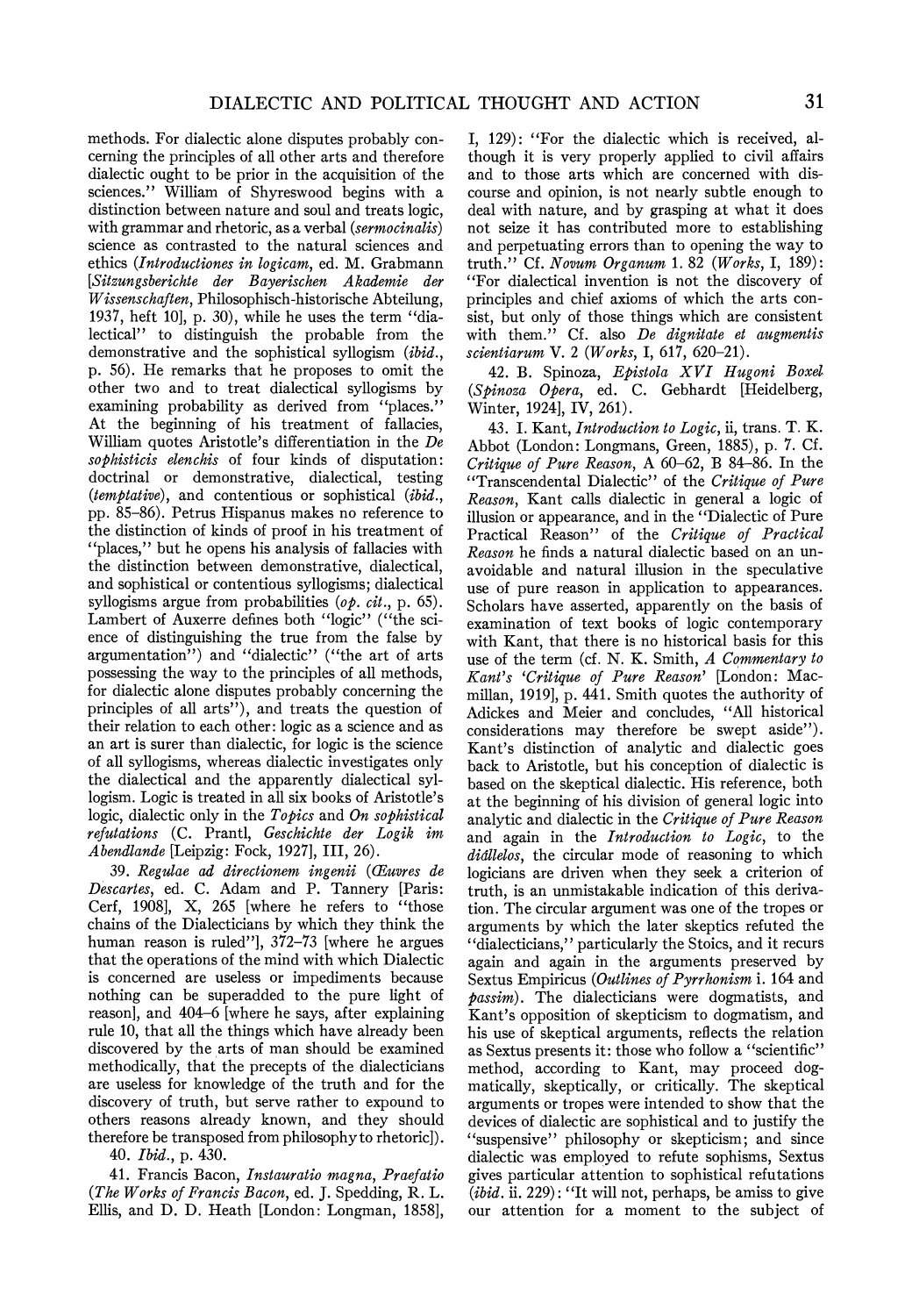methods. For dialectic alone disputes probably concerning the principles of all other arts and therefore dialectic ought to be prior in the acquisition of the sciences." William of Shyreswood begins with a distinction between nature and soul and treats logic, with grammar and rhetoric, as a verbal (*sermocinalis*) science as contrasted to the natural sciences and ethics (*Introductiones in logicam*, ed. M. Grabmann [*Sitzungsberichte der Bayerischen Akademie der Wissenschaften*, Philosophisch-historische Abteilung, 1937, heft 10], p. 30), while he uses the term "dialectical" to distinguish the probable from the demonstrative and the sophistical syllogism (*ibid.*, p. 56). He remarks that he proposes to omit the other two and to treat dialectical syllogisms by examining probability as derived from "places." At the beginning of his treatment of fallacies, William quotes Aristotle's differentiation in the *De sophisticis elenchis* of four kinds of disputation: doctrinal or demonstrative, dialectical, testing (*temptative*), and contentious or sophistical (*ibid.*, pp. 85–86). Petrus Hispanus makes no reference to the distinction of kinds of proof in his treatment of "places," but he opens his analysis of fallacies with the distinction between demonstrative, dialectical, and sophistical or contentious syllogisms; dialectical syllogisms argue from probabilities (*op. cit.*, p. 65). Lambert of Auxerre defines both "logic" ("the science of distinguishing the true from the false by argumentation") and "dialectic" ("the art of arts possessing the way to the principles of all methods, for dialectic alone disputes probably concerning the principles of all arts"), and treats the question of their relation to each other: logic as a science and as an art is surer than dialectic, for logic is the science of all syllogisms, whereas dialectic investigates only the dialectical and the apparently dialectical syllogism. Logic is treated in all six books of Aristotle's logic, dialectic only in the *Topics* and *On sophistical refutations* (C. Prantl, *Geschichte der Logik im Abendlande* [Leipzig: Fock, 1927], III, 26).

39. *Regulae ad directionem ingenii* (*Œuvres de Descartes*, ed. C. Adam and P. Tannery [Paris: Cerf, 1908], X, 265 [where he refers to "those chains of the Dialecticians by which they think the human reason is ruled"], 372–73 [where he argues that the operations of the mind with which Dialectic is concerned are useless or impediments because nothing can be superadded to the pure light of reason], and 404–6 [where he says, after explaining rule 10, that all the things which have already been discovered by the arts of man should be examined methodically, that the precepts of the dialecticians are useless for knowledge of the truth and for the discovery of truth, but serve rather to expound to others reasons already known, and they should therefore be transposed from philosophy to rhetoric]).

40. *Ibid.*, p. 430.

41. Francis Bacon, *Instauratio magna*, *Praefatio* (*The Works of Francis Bacon*, ed. J. Spedding, R. L. Ellis, and D. D. Heath [London: Longman, 1858], I, 129): "For the dialectic which is received, although it is very properly applied to civil affairs and to those arts which are concerned with discourse and opinion, is not nearly subtle enough to deal with nature, and by grasping at what it does not seize it has contributed more to establishing and perpetuating errors than to opening the way to truth." Cf. *Novum Organum* 1. 82 (*Works*, I, 189): "For dialectical invention is not the discovery of principles and chief axioms of which the arts consist, but only of those things which are consistent with them." Cf. also *De dignitate et augmentis scientiarum* V. 2 (*Works*, I, 617, 620–21).

42. B. Spinoza, *Epistola XVI Hugoni Boxel* (*Spinoza Opera*, ed. C. Gebhardt [Heidelberg, Winter, 1924], IV, 261).

43. I. Kant, *Introduction to Logic*, ii, trans. T. K. Abbot (London: Longmans, Green, 1885), p. 7. Cf. *Critique of Pure Reason*, A 60–62, B 84–86. In the "Transcendental Dialectic" of the *Critique of Pure Reason*, Kant calls dialectic in general a logic of illusion or appearance, and in the "Dialectic of Pure Practical Reason" of the *Critique of Practical Reason* he finds a natural dialectic based on an unavoidable and natural illusion in the speculative use of pure reason in application to appearances. Scholars have asserted, apparently on the basis of examination of text books of logic contemporary with Kant, that there is no historical basis for this use of the term (cf. N. K. Smith, *A Commentary to Kant's 'Critique of Pure Reason'* [London: Macmillan, 1919], p. 441. Smith quotes the authority of Adickes and Meier and concludes, "All historical considerations may therefore be swept aside"). Kant's distinction of analytic and dialectic goes back to Aristotle, but his conception of dialectic is based on the skeptical dialectic. His reference, both at the beginning of his division of general logic into analytic and dialectic in the *Critique of Pure Reason* and again in the *Introduction to Logic*, to the *diállelos*, the circular mode of reasoning to which logicians are driven when they seek a criterion of truth, is an unmistakable indication of this derivation. The circular argument was one of the tropes or arguments by which the later skeptics refuted the "dialecticians," particularly the Stoics, and it recurs again and again in the arguments preserved by Sextus Empiricus (*Outlines of Pyrrhonism* i. 164 and *passim*). The dialecticians were dogmatists, and Kant's opposition of skepticism to dogmatism, and his use of skeptical arguments, reflects the relation as Sextus presents it: those who follow a "scientific" method, according to Kant, may proceed dogmatically, skeptically, or critically. The skeptical arguments or tropes were intended to show that the devices of dialectic are sophistical and to justify the "suspensive" philosophy or skepticism; and since dialectic was employed to refute sophisms, Sextus gives particular attention to sophistical refutations (*ibid.* ii. 229): "It will not, perhaps, be amiss to give our attention for a moment to the subject of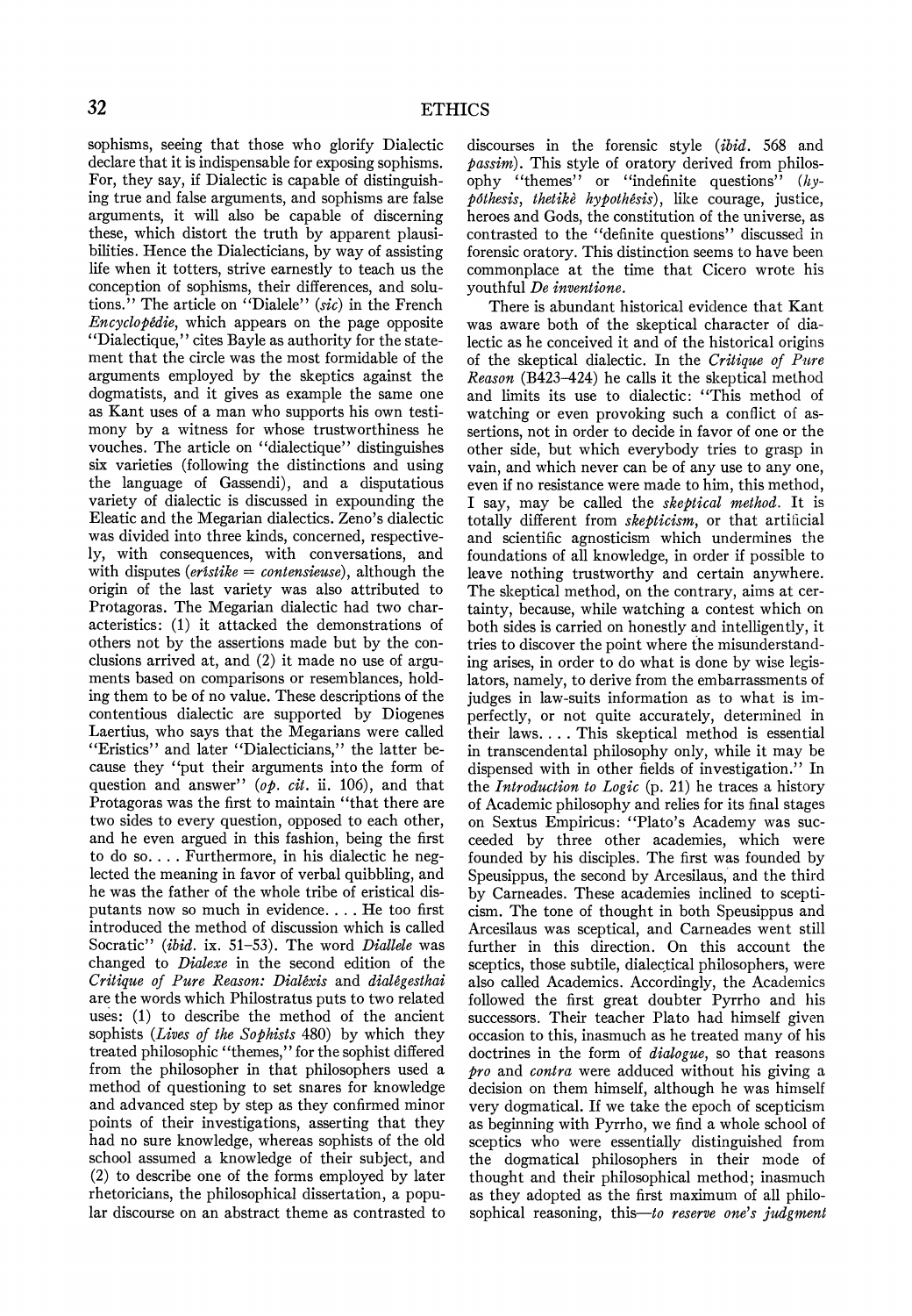sophisms, seeing that those who glorify Dialectic declare that it is indispensable for exposing sophisms. For, they say, if Dialectic is capable of distinguishing true and false arguments, and sophisms are false arguments, it will also be capable of discerning these, which distort the truth by apparent plausibilities. Hence the Dialecticians, by way of assisting life when it totters, strive earnestly to teach us the conception of sophisms, their differences, and solutions." The article on "Dialele" (*sic*) in the French *Encyclopédie*, which appears on the page opposite "Dialectique," cites Bayle as authority for the statement that the circle was the most formidable of the arguments employed by the skeptics against the dogmatists, and it gives as example the same one as Kant uses of a man who supports his own testimony by a witness for whose trustworthiness he vouches. The article on "dialectique" distinguishes six varieties (following the distinctions and using the language of Gassendi), and a disputatious variety of dialectic is discussed in expounding the Eleatic and the Megarian dialectics. Zeno's dialectic was divided into three kinds, concerned, respectively, with consequences, with conversations, and with disputes (*eristike* = *contensieuse*), although the origin of the last variety was also attributed to Protagoras. The Megarian dialectic had two characteristics: (1) it attacked the demonstrations of others not by the assertions made but by the conclusions arrived at, and (2) it made no use of arguments based on comparisons or resemblances, holding them to be of no value. These descriptions of the contentious dialectic are supported by Diogenes Laertius, who says that the Megarians were called "Eristics" and later "Dialecticians," the latter because they "put their arguments into the form of question and answer" (*op. cit.* ii. 106), and that Protagoras was the first to maintain "that there are two sides to every question, opposed to each other, and he even argued in this fashion, being the first to do so. . . . Furthermore, in his dialectic he neglected the meaning in favor of verbal quibbling, and he was the father of the whole tribe of eristical disputants now so much in evidence. . . . He too first introduced the method of discussion which is called Socratic" (*ibid.* ix. 51–53). The word *Diallele* was changed to *Dialexe* in the second edition of the *Critique of Pure Reason*: *Dialêxis* and *dialêgesthai* are the words which Philostratus puts to two related uses: (1) to describe the method of the ancient sophists (*Lives of the Sophists* 480) by which they treated philosophic "themes," for the sophist differed from the philosopher in that philosophers used a method of questioning to set snares for knowledge and advanced step by step as they confirmed minor points of their investigations, asserting that they had no sure knowledge, whereas sophists of the old school assumed a knowledge of their subject, and (2) to describe one of the forms employed by later rhetoricians, the philosophical dissertation, a popular discourse on an abstract theme as contrasted to discourses in the forensic style (*ibid.* 568 and *passim*). This style of oratory derived from philosophy "themes" or "indefinite questions" (*hypôthesis*, *thetikê hypothêsis*), like courage, justice, heroes and Gods, the constitution of the universe, as contrasted to the "definite questions" discussed in forensic oratory. This distinction seems to have been commonplace at the time that Cicero wrote his youthful *De inventione*.

There is abundant historical evidence that Kant was aware both of the skeptical character of dialectic as he conceived it and of the historical origins of the skeptical dialectic. In the *Critique of Pure Reason* (B423–424) he calls it the skeptical method and limits its use to dialectic: "This method of watching or even provoking such a conflict of assertions, not in order to decide in favor of one or the other side, but which everybody tries to grasp in vain, and which never can be of any use to any one, even if no resistance were made to him, this method, I say, may be called the *skeptical method*. It is totally different from *skepticism*, or that artificial and scientific agnosticism which undermines the foundations of all knowledge, in order if possible to leave nothing trustworthy and certain anywhere. The skeptical method, on the contrary, aims at certainty, because, while watching a contest which on both sides is carried on honestly and intelligently, it tries to discover the point where the misunderstanding arises, in order to do what is done by wise legislators, namely, to derive from the embarrassments of judges in law-suits information as to what is imperfectly, or not quite accurately, determined in their laws. . . . This skeptical method is essential in transcendental philosophy only, while it may be dispensed with in other fields of investigation." In the *Introduction to Logic* (p. 21) he traces a history of Academic philosophy and relies for its final stages on Sextus Empiricus: "Plato's Academy was succeeded by three other academies, which were founded by his disciples. The first was founded by Speusippus, the second by Arcesilaus, and the third by Carneades. These academies inclined to scepticism. The tone of thought in both Speusippus and Arcesilaus was sceptical, and Carneades went still further in this direction. On this account the sceptics, those subtile, dialectical philosophers, were also called Academics. Accordingly, the Academics followed the first great doubter Pyrrho and his successors. Their teacher Plato had himself given occasion to this, inasmuch as he treated many of his doctrines in the form of *dialogue*, so that reasons *pro* and *contra* were adduced without his giving a decision on them himself, although he was himself very dogmatical. If we take the epoch of scepticism as beginning with Pyrrho, we find a whole school of sceptics who were essentially distinguished from the dogmatical philosophers in their mode of thought and their philosophical method; inasmuch as they adopted as the first maximum of all philosophical reasoning, this—*to reserve one's judgment*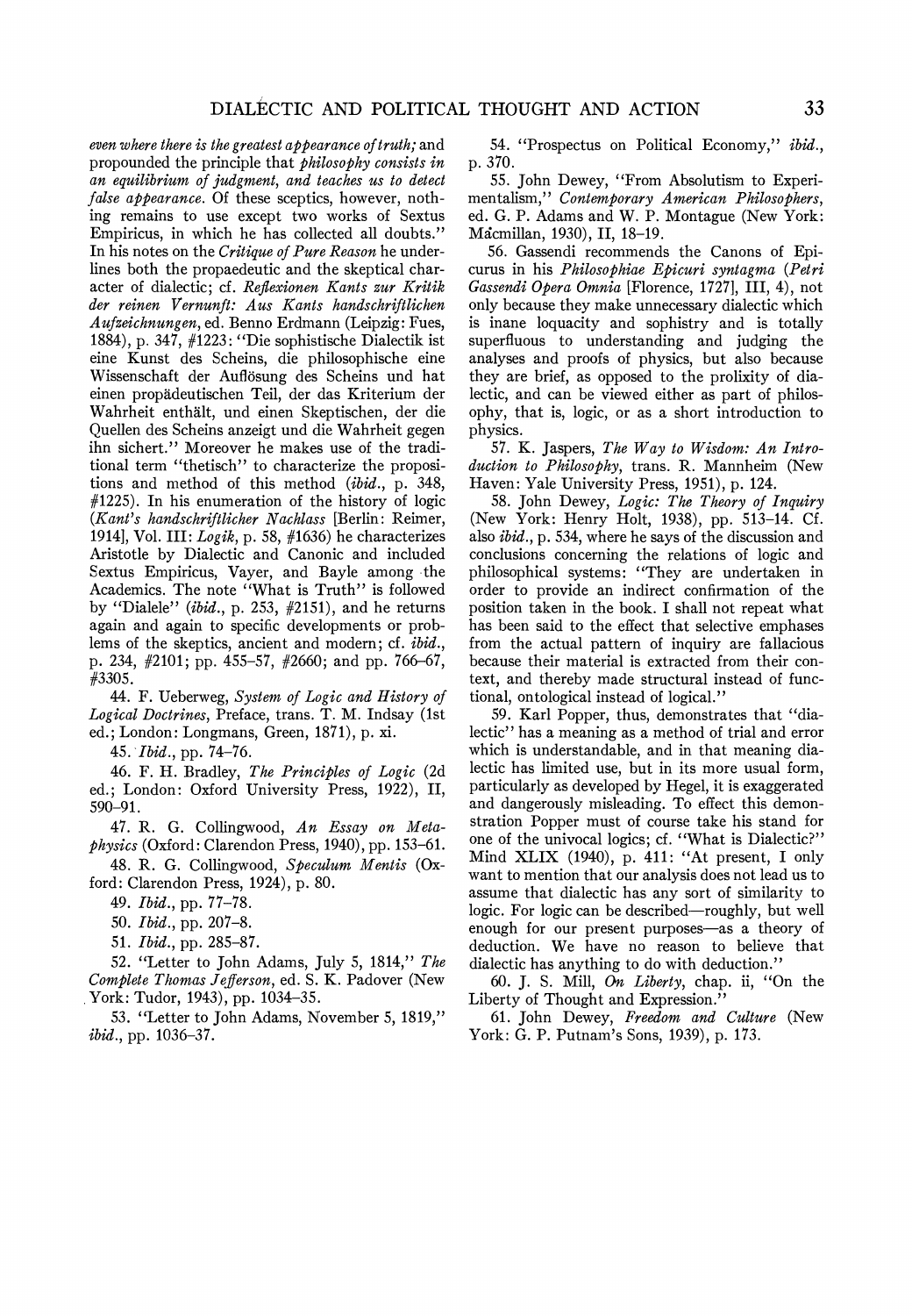*even where there is the greatest appearance of truth;* and propounded the principle that *philosophy consists in an equilibrium of judgment, and teaches us to detect false appearance.* Of these sceptics, however, nothing remains to use except two works of Sextus Empiricus, in which he has collected all doubts." In his notes on the *Critique of Pure Reason* he underlines both the propaedeutic and the skeptical character of dialectic; cf. *Reflexionen Kants zur Kritik der reinen Vernunft: Aus Kants handschriftlichen Aufzeichnungen*, ed. Benno Erdmann (Leipzig: Fues, 1884), p. 347, #1223: "Die sophistische Dialectik ist eine Kunst des Scheins, die philosophische eine Wissenschaft der Auflösung des Scheins und hat einen propädeutischen Teil, der das Kriterium der Wahrheit enthält, und einen Skeptischen, der die Quellen des Scheins anzeigt und die Wahrheit gegen ihn sichert." Moreover he makes use of the traditional term "thetisch" to characterize the propositions and method of this method (*ibid.*, p. 348, #1225). In his enumeration of the history of logic (*Kant's handschriftlicher Nachlass* [Berlin: Reimer, 1914], Vol. III: *Logik*, p. 58, #1636) he characterizes Aristotle by Dialectic and Canonic and included Sextus Empiricus, Vayer, and Bayle among the Academics. The note "What is Truth" is followed by "Dialele" (*ibid.*, p. 253, #2151), and he returns again and again to specific developments or problems of the skeptics, ancient and modern; cf. *ibid.*, p. 234, #2101; pp. 455–57, #2660; and pp. 766–67, #3305.

44. F. Ueberweg, *System of Logic and History of Logical Doctrines*, Preface, trans. T. M. Indsay (1st ed.; London: Longmans, Green, 1871), p. xi.

45. *Ibid.*, pp. 74–76.

46. F. H. Bradley, *The Principles of Logic* (2d ed.; London: Oxford University Press, 1922), II, 590–91.

47. R. G. Collingwood, *An Essay on Metaphysics* (Oxford: Clarendon Press, 1940), pp. 153–61.

48. R. G. Collingwood, *Speculum Mentis* (Oxford: Clarendon Press, 1924), p. 80.

49. *Ibid.*, pp. 77–78.

50. *Ibid.*, pp. 207–8.

51. *Ibid.*, pp. 285–87.

52. "Letter to John Adams, July 5, 1814," *The Complete Thomas Jefferson*, ed. S. K. Padover (New York: Tudor, 1943), pp. 1034–35.

53. "Letter to John Adams, November 5, 1819," *ibid.*, pp. 1036–37.

54. "Prospectus on Political Economy," *ibid.*, p. 370.

55. John Dewey, "From Absolutism to Experimentalism," *Contemporary American Philosophers*, ed. G. P. Adams and W. P. Montague (New York: Macmillan, 1930), II, 18–19.

56. Gassendi recommends the Canons of Epicurus in his *Philosophiae Epicuri syntagma* (*Petri Gassendi Opera Omnia* [Florence, 1727], III, 4), not only because they make unnecessary dialectic which is inane loquacity and sophistry and is totally superfluous to understanding and judging the analyses and proofs of physics, but also because they are brief, as opposed to the prolixity of dialectic, and can be viewed either as part of philosophy, that is, logic, or as a short introduction to physics.

57. K. Jaspers, *The Way to Wisdom: An Introduction to Philosophy*, trans. R. Mannheim (New Haven: Yale University Press, 1951), p. 124.

58. John Dewey, *Logic: The Theory of Inquiry* (New York: Henry Holt, 1938), pp. 513–14. Cf. also *ibid.*, p. 534, where he says of the discussion and conclusions concerning the relations of logic and philosophical systems: "They are undertaken in order to provide an indirect confirmation of the position taken in the book. I shall not repeat what has been said to the effect that selective emphases from the actual pattern of inquiry are fallacious because their material is extracted from their context, and thereby made structural instead of functional, ontological instead of logical."

59. Karl Popper, thus, demonstrates that "dialectic" has a meaning as a method of trial and error which is understandable, and in that meaning dialectic has limited use, but in its more usual form, particularly as developed by Hegel, it is exaggerated and dangerously misleading. To effect this demonstration Popper must of course take his stand for one of the univocal logics; cf. "What is Dialectic?" Mind XLIX (1940), p. 411: "At present, I only want to mention that our analysis does not lead us to assume that dialectic has any sort of similarity to logic. For logic can be described—roughly, but well enough for our present purposes—as a theory of deduction. We have no reason to believe that dialectic has anything to do with deduction."

60. J. S. Mill, *On Liberty*, chap. ii, "On the Liberty of Thought and Expression."

61. John Dewey, *Freedom and Culture* (New York: G. P. Putnam's Sons, 1939), p. 173.